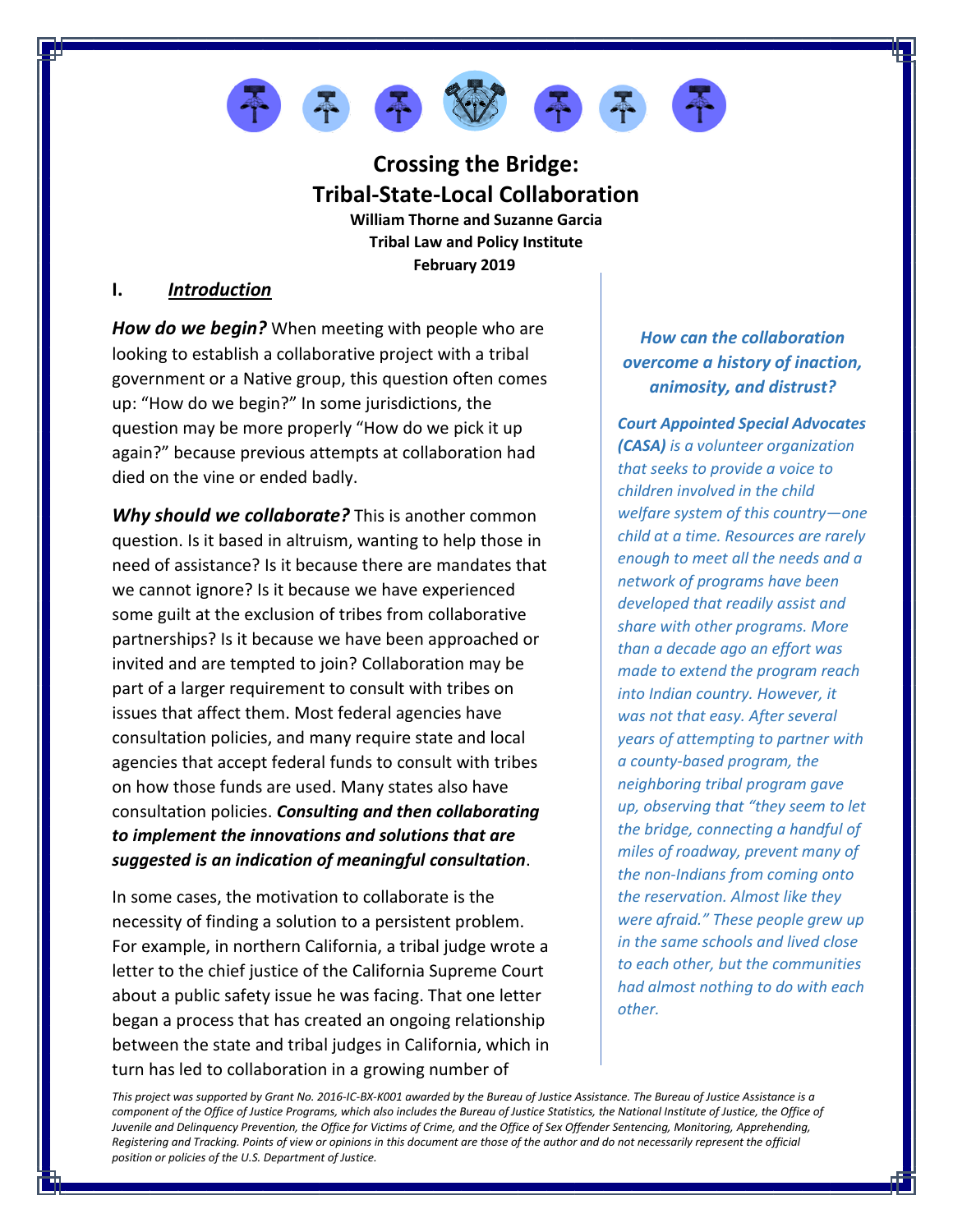# Crossing the Bridge: Tribal-State-Local Collaboration

**William Thorne and Suzanne Garcia**
**Tribal Law and Policy Institute**
**February 2019**

## I. *Introduction*

***How do we begin?*** When meeting with people who are looking to establish a collaborative project with a tribal government or a Native group, this question often comes up: "How do we begin?" In some jurisdictions, the question may be more properly "How do we pick it up again?" because previous attempts at collaboration had died on the vine or ended badly.

***Why should we collaborate?*** This is another common question. Is it based in altruism, wanting to help those in need of assistance? Is it because there are mandates that we cannot ignore? Is it because we have experienced some guilt at the exclusion of tribes from collaborative partnerships? Is it because we have been approached or invited and are tempted to join? Collaboration may be part of a larger requirement to consult with tribes on issues that affect them. Most federal agencies have consultation policies, and many require state and local agencies that accept federal funds to consult with tribes on how those funds are used. Many states also have consultation policies. ***Consulting and then collaborating to implement the innovations and solutions that are suggested is an indication of meaningful consultation***.

In some cases, the motivation to collaborate is the necessity of finding a solution to a persistent problem. For example, in northern California, a tribal judge wrote a letter to the chief justice of the California Supreme Court about a public safety issue he was facing. That one letter began a process that has created an ongoing relationship between the state and tribal judges in California, which in turn has led to collaboration in a growing number of

***How can the collaboration overcome a history of inaction, animosity, and distrust?***

***Court Appointed Special Advocates (CASA)*** *is a volunteer organization that seeks to provide a voice to children involved in the child welfare system of this country—one child at a time. Resources are rarely enough to meet all the needs and a network of programs have been developed that readily assist and share with other programs. More than a decade ago an effort was made to extend the program reach into Indian country. However, it was not that easy. After several years of attempting to partner with a county-based program, the neighboring tribal program gave up, observing that "they seem to let the bridge, connecting a handful of miles of roadway, prevent many of the non-Indians from coming onto the reservation. Almost like they were afraid." These people grew up in the same schools and lived close to each other, but the communities had almost nothing to do with each other.*

*This project was supported by Grant No. 2016-IC-BX-K001 awarded by the Bureau of Justice Assistance. The Bureau of Justice Assistance is a component of the Office of Justice Programs, which also includes the Bureau of Justice Statistics, the National Institute of Justice, the Office of Juvenile and Delinquency Prevention, the Office for Victims of Crime, and the Office of Sex Offender Sentencing, Monitoring, Apprehending, Registering and Tracking. Points of view or opinions in this document are those of the author and do not necessarily represent the official position or policies of the U.S. Department of Justice.*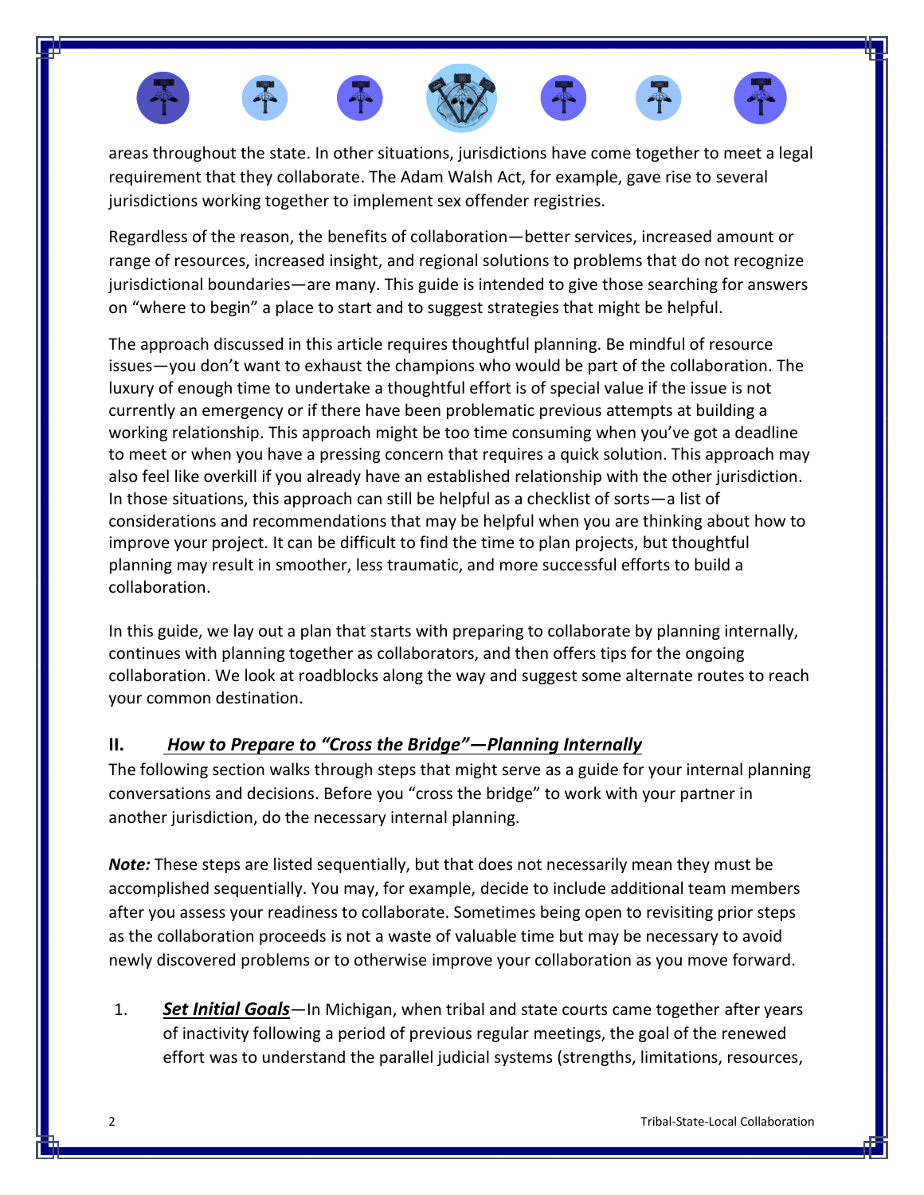areas throughout the state. In other situations, jurisdictions have come together to meet a legal requirement that they collaborate. The Adam Walsh Act, for example, gave rise to several jurisdictions working together to implement sex offender registries.

Regardless of the reason, the benefits of collaboration—better services, increased amount or range of resources, increased insight, and regional solutions to problems that do not recognize jurisdictional boundaries—are many. This guide is intended to give those searching for answers on "where to begin" a place to start and to suggest strategies that might be helpful.

The approach discussed in this article requires thoughtful planning. Be mindful of resource issues—you don't want to exhaust the champions who would be part of the collaboration. The luxury of enough time to undertake a thoughtful effort is of special value if the issue is not currently an emergency or if there have been problematic previous attempts at building a working relationship. This approach might be too time consuming when you've got a deadline to meet or when you have a pressing concern that requires a quick solution. This approach may also feel like overkill if you already have an established relationship with the other jurisdiction. In those situations, this approach can still be helpful as a checklist of sorts—a list of considerations and recommendations that may be helpful when you are thinking about how to improve your project. It can be difficult to find the time to plan projects, but thoughtful planning may result in smoother, less traumatic, and more successful efforts to build a collaboration.

In this guide, we lay out a plan that starts with preparing to collaborate by planning internally, continues with planning together as collaborators, and then offers tips for the ongoing collaboration. We look at roadblocks along the way and suggest some alternate routes to reach your common destination.

## II. *How to Prepare to "Cross the Bridge"—Planning Internally*

The following section walks through steps that might serve as a guide for your internal planning conversations and decisions. Before you "cross the bridge" to work with your partner in another jurisdiction, do the necessary internal planning.

***Note:*** These steps are listed sequentially, but that does not necessarily mean they must be accomplished sequentially. You may, for example, decide to include additional team members after you assess your readiness to collaborate. Sometimes being open to revisiting prior steps as the collaboration proceeds is not a waste of valuable time but may be necessary to avoid newly discovered problems or to otherwise improve your collaboration as you move forward.

1. ***Set Initial Goals***—In Michigan, when tribal and state courts came together after years of inactivity following a period of previous regular meetings, the goal of the renewed effort was to understand the parallel judicial systems (strengths, limitations, resources,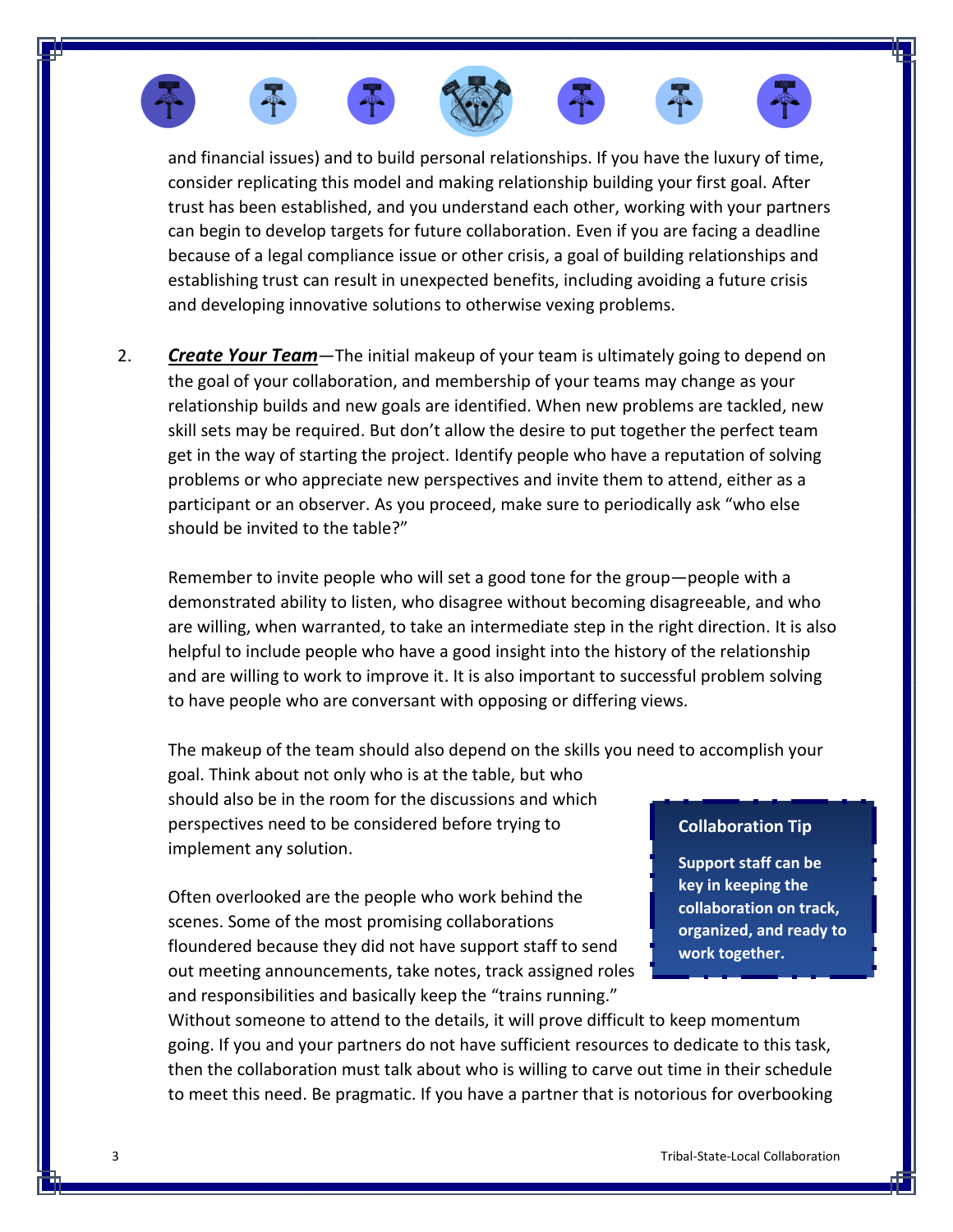and financial issues) and to build personal relationships. If you have the luxury of time, consider replicating this model and making relationship building your first goal. After trust has been established, and you understand each other, working with your partners can begin to develop targets for future collaboration. Even if you are facing a deadline because of a legal compliance issue or other crisis, a goal of building relationships and establishing trust can result in unexpected benefits, including avoiding a future crisis and developing innovative solutions to otherwise vexing problems.

2. ***Create Your Team***—The initial makeup of your team is ultimately going to depend on the goal of your collaboration, and membership of your teams may change as your relationship builds and new goals are identified. When new problems are tackled, new skill sets may be required. But don't allow the desire to put together the perfect team get in the way of starting the project. Identify people who have a reputation of solving problems or who appreciate new perspectives and invite them to attend, either as a participant or an observer. As you proceed, make sure to periodically ask "who else should be invited to the table?"

   Remember to invite people who will set a good tone for the group—people with a demonstrated ability to listen, who disagree without becoming disagreeable, and who are willing, when warranted, to take an intermediate step in the right direction. It is also helpful to include people who have a good insight into the history of the relationship and are willing to work to improve it. It is also important to successful problem solving to have people who are conversant with opposing or differing views.

   The makeup of the team should also depend on the skills you need to accomplish your goal. Think about not only who is at the table, but who should also be in the room for the discussions and which perspectives need to be considered before trying to implement any solution.

   Often overlooked are the people who work behind the scenes. Some of the most promising collaborations floundered because they did not have support staff to send out meeting announcements, take notes, track assigned roles and responsibilities and basically keep the "trains running." Without someone to attend to the details, it will prove difficult to keep momentum going. If you and your partners do not have sufficient resources to dedicate to this task, then the collaboration must talk about who is willing to carve out time in their schedule to meet this need. Be pragmatic. If you have a partner that is notorious for overbooking

> **Collaboration Tip**
>
> **Support staff can be key in keeping the collaboration on track, organized, and ready to work together.**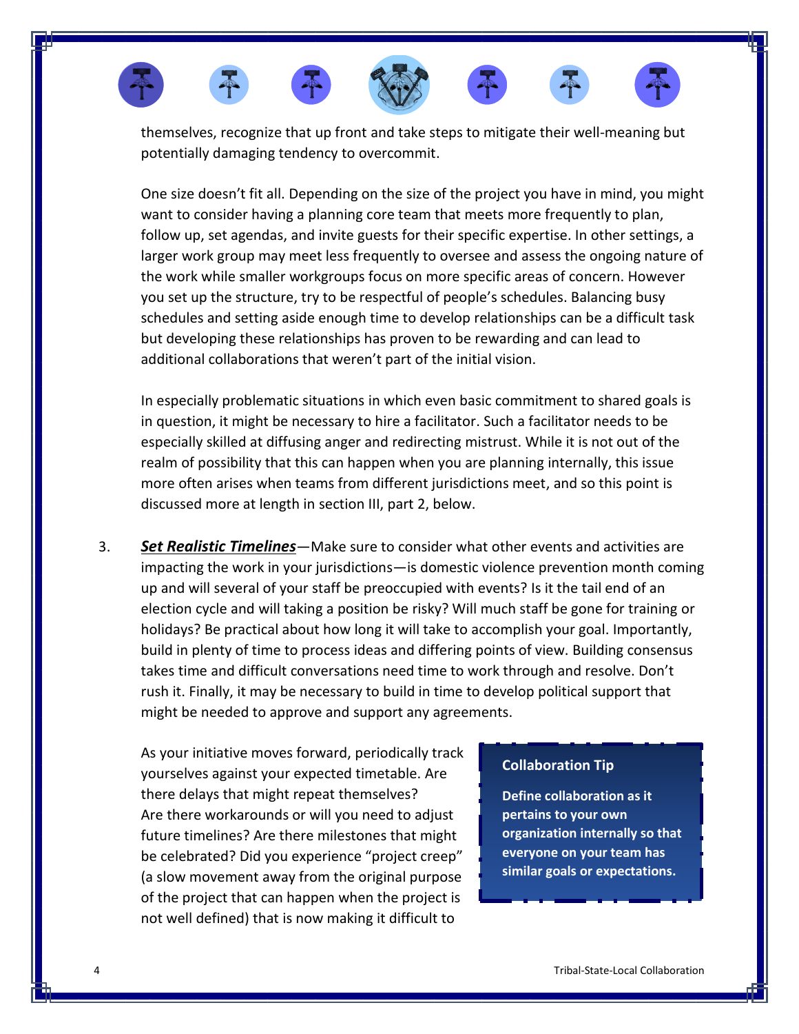themselves, recognize that up front and take steps to mitigate their well-meaning but potentially damaging tendency to overcommit.

One size doesn't fit all. Depending on the size of the project you have in mind, you might want to consider having a planning core team that meets more frequently to plan, follow up, set agendas, and invite guests for their specific expertise. In other settings, a larger work group may meet less frequently to oversee and assess the ongoing nature of the work while smaller workgroups focus on more specific areas of concern. However you set up the structure, try to be respectful of people's schedules. Balancing busy schedules and setting aside enough time to develop relationships can be a difficult task but developing these relationships has proven to be rewarding and can lead to additional collaborations that weren't part of the initial vision.

In especially problematic situations in which even basic commitment to shared goals is in question, it might be necessary to hire a facilitator. Such a facilitator needs to be especially skilled at diffusing anger and redirecting mistrust. While it is not out of the realm of possibility that this can happen when you are planning internally, this issue more often arises when teams from different jurisdictions meet, and so this point is discussed more at length in section III, part 2, below.

3. ***Set Realistic Timelines***—Make sure to consider what other events and activities are impacting the work in your jurisdictions—is domestic violence prevention month coming up and will several of your staff be preoccupied with events? Is it the tail end of an election cycle and will taking a position be risky? Will much staff be gone for training or holidays? Be practical about how long it will take to accomplish your goal. Importantly, build in plenty of time to process ideas and differing points of view. Building consensus takes time and difficult conversations need time to work through and resolve. Don't rush it. Finally, it may be necessary to build in time to develop political support that might be needed to approve and support any agreements.

   As your initiative moves forward, periodically track yourselves against your expected timetable. Are there delays that might repeat themselves? Are there workarounds or will you need to adjust future timelines? Are there milestones that might be celebrated? Did you experience "project creep" (a slow movement away from the original purpose of the project that can happen when the project is not well defined) that is now making it difficult to

> **Collaboration Tip**
>
> **Define collaboration as it pertains to your own organization internally so that everyone on your team has similar goals or expectations.**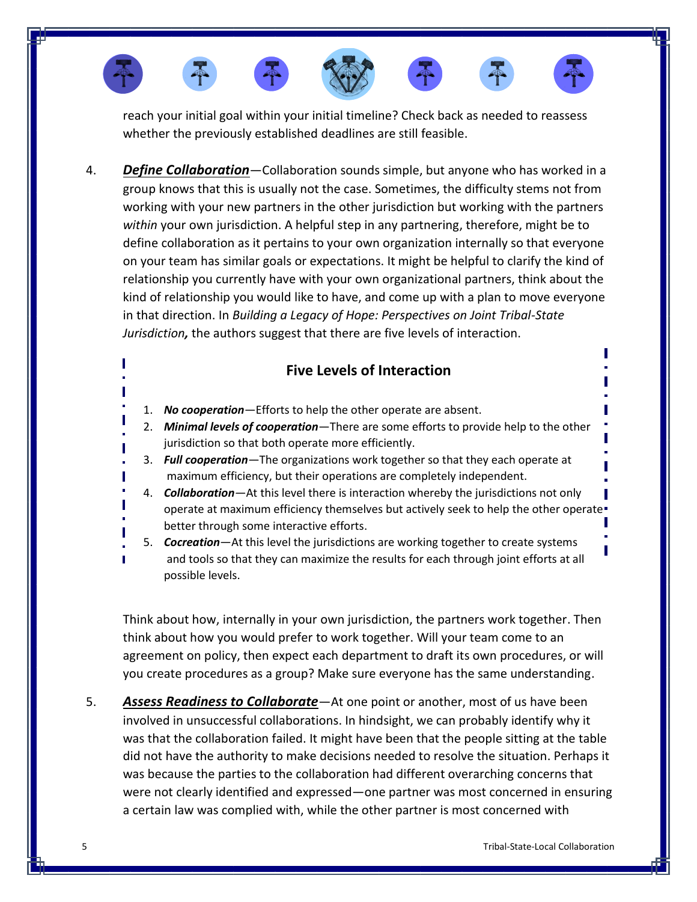reach your initial goal within your initial timeline? Check back as needed to reassess whether the previously established deadlines are still feasible.

4. ***Define Collaboration***—Collaboration sounds simple, but anyone who has worked in a group knows that this is usually not the case. Sometimes, the difficulty stems not from working with your new partners in the other jurisdiction but working with the partners *within* your own jurisdiction. A helpful step in any partnering, therefore, might be to define collaboration as it pertains to your own organization internally so that everyone on your team has similar goals or expectations. It might be helpful to clarify the kind of relationship you currently have with your own organizational partners, think about the kind of relationship you would like to have, and come up with a plan to move everyone in that direction. In *Building a Legacy of Hope: Perspectives on Joint Tribal-State Jurisdiction,* the authors suggest that there are five levels of interaction.

### Five Levels of Interaction

1. ***No cooperation***—Efforts to help the other operate are absent.
2. ***Minimal levels of cooperation***—There are some efforts to provide help to the other jurisdiction so that both operate more efficiently.
3. ***Full cooperation***—The organizations work together so that they each operate at maximum efficiency, but their operations are completely independent.
4. ***Collaboration***—At this level there is interaction whereby the jurisdictions not only operate at maximum efficiency themselves but actively seek to help the other operate better through some interactive efforts.
5. ***Cocreation***—At this level the jurisdictions are working together to create systems and tools so that they can maximize the results for each through joint efforts at all possible levels.

Think about how, internally in your own jurisdiction, the partners work together. Then think about how you would prefer to work together. Will your team come to an agreement on policy, then expect each department to draft its own procedures, or will you create procedures as a group? Make sure everyone has the same understanding.

5. ***Assess Readiness to Collaborate***—At one point or another, most of us have been involved in unsuccessful collaborations. In hindsight, we can probably identify why it was that the collaboration failed. It might have been that the people sitting at the table did not have the authority to make decisions needed to resolve the situation. Perhaps it was because the parties to the collaboration had different overarching concerns that were not clearly identified and expressed—one partner was most concerned in ensuring a certain law was complied with, while the other partner is most concerned with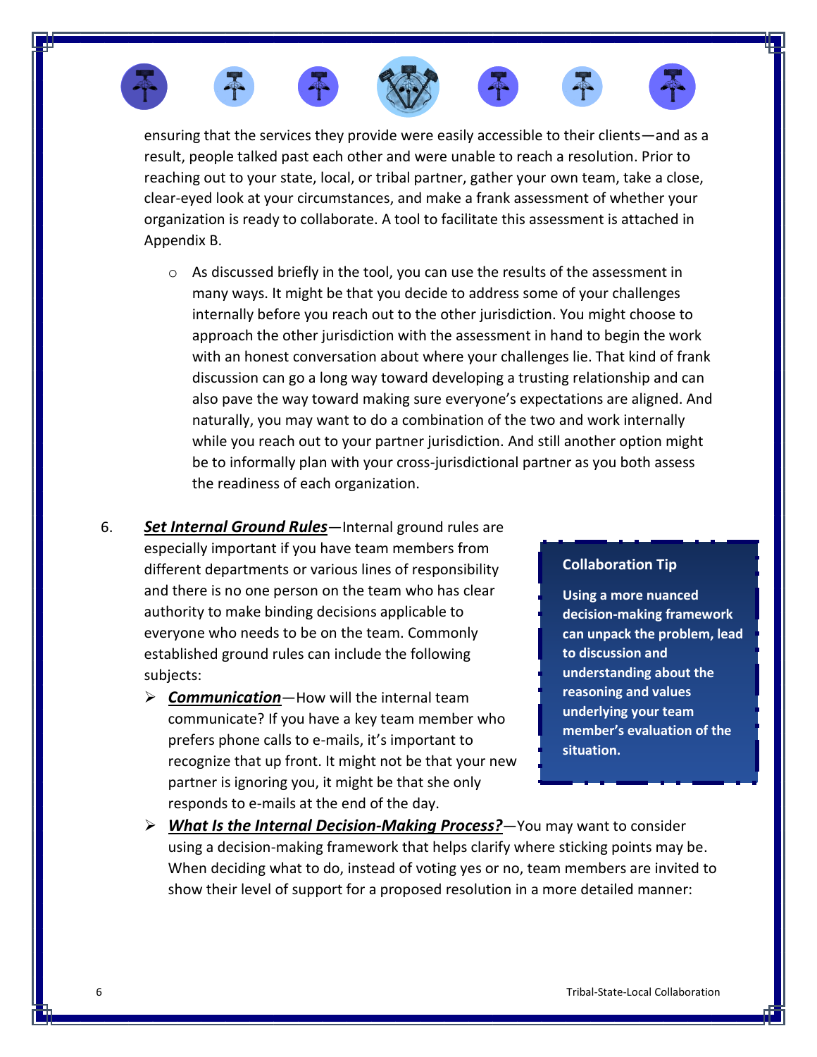ensuring that the services they provide were easily accessible to their clients—and as a result, people talked past each other and were unable to reach a resolution. Prior to reaching out to your state, local, or tribal partner, gather your own team, take a close, clear-eyed look at your circumstances, and make a frank assessment of whether your organization is ready to collaborate. A tool to facilitate this assessment is attached in Appendix B.

- As discussed briefly in the tool, you can use the results of the assessment in many ways. It might be that you decide to address some of your challenges internally before you reach out to the other jurisdiction. You might choose to approach the other jurisdiction with the assessment in hand to begin the work with an honest conversation about where your challenges lie. That kind of frank discussion can go a long way toward developing a trusting relationship and can also pave the way toward making sure everyone's expectations are aligned. And naturally, you may want to do a combination of the two and work internally while you reach out to your partner jurisdiction. And still another option might be to informally plan with your cross-jurisdictional partner as you both assess the readiness of each organization.

6. ***Set Internal Ground Rules***—Internal ground rules are especially important if you have team members from different departments or various lines of responsibility and there is no one person on the team who has clear authority to make binding decisions applicable to everyone who needs to be on the team. Commonly established ground rules can include the following subjects:
   - ***Communication***—How will the internal team communicate? If you have a key team member who prefers phone calls to e-mails, it's important to recognize that up front. It might not be that your new partner is ignoring you, it might be that she only responds to e-mails at the end of the day.
   - ***What Is the Internal Decision-Making Process?***—You may want to consider using a decision-making framework that helps clarify where sticking points may be. When deciding what to do, instead of voting yes or no, team members are invited to show their level of support for a proposed resolution in a more detailed manner:

> **Collaboration Tip**
>
> **Using a more nuanced decision-making framework can unpack the problem, lead to discussion and understanding about the reasoning and values underlying your team member's evaluation of the situation.**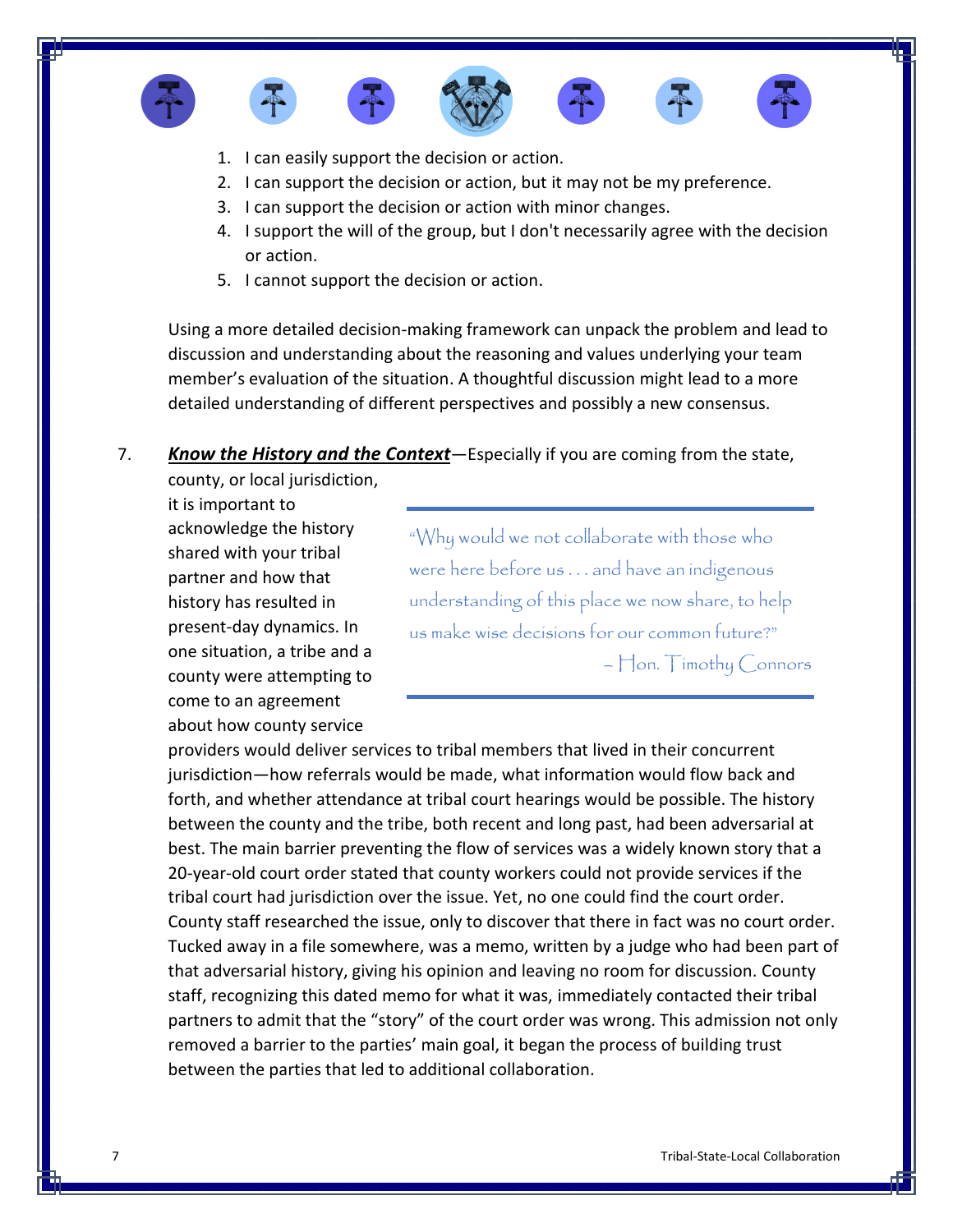1. I can easily support the decision or action.
2. I can support the decision or action, but it may not be my preference.
3. I can support the decision or action with minor changes.
4. I support the will of the group, but I don't necessarily agree with the decision or action.
5. I cannot support the decision or action.

Using a more detailed decision-making framework can unpack the problem and lead to discussion and understanding about the reasoning and values underlying your team member's evaluation of the situation. A thoughtful discussion might lead to a more detailed understanding of different perspectives and possibly a new consensus.

7. ***Know the History and the Context***—Especially if you are coming from the state, county, or local jurisdiction, it is important to acknowledge the history shared with your tribal partner and how that history has resulted in present-day dynamics. In one situation, a tribe and a county were attempting to come to an agreement about how county service providers would deliver services to tribal members that lived in their concurrent jurisdiction—how referrals would be made, what information would flow back and forth, and whether attendance at tribal court hearings would be possible. The history between the county and the tribe, both recent and long past, had been adversarial at best. The main barrier preventing the flow of services was a widely known story that a 20-year-old court order stated that county workers could not provide services if the tribal court had jurisdiction over the issue. Yet, no one could find the court order. County staff researched the issue, only to discover that there in fact was no court order. Tucked away in a file somewhere, was a memo, written by a judge who had been part of that adversarial history, giving his opinion and leaving no room for discussion. County staff, recognizing this dated memo for what it was, immediately contacted their tribal partners to admit that the "story" of the court order was wrong. This admission not only removed a barrier to the parties' main goal, it began the process of building trust between the parties that led to additional collaboration.

> "Why would we not collaborate with those who were here before us . . . and have an indigenous understanding of this place we now share, to help us make wise decisions for our common future?"
>
> – Hon. Timothy Connors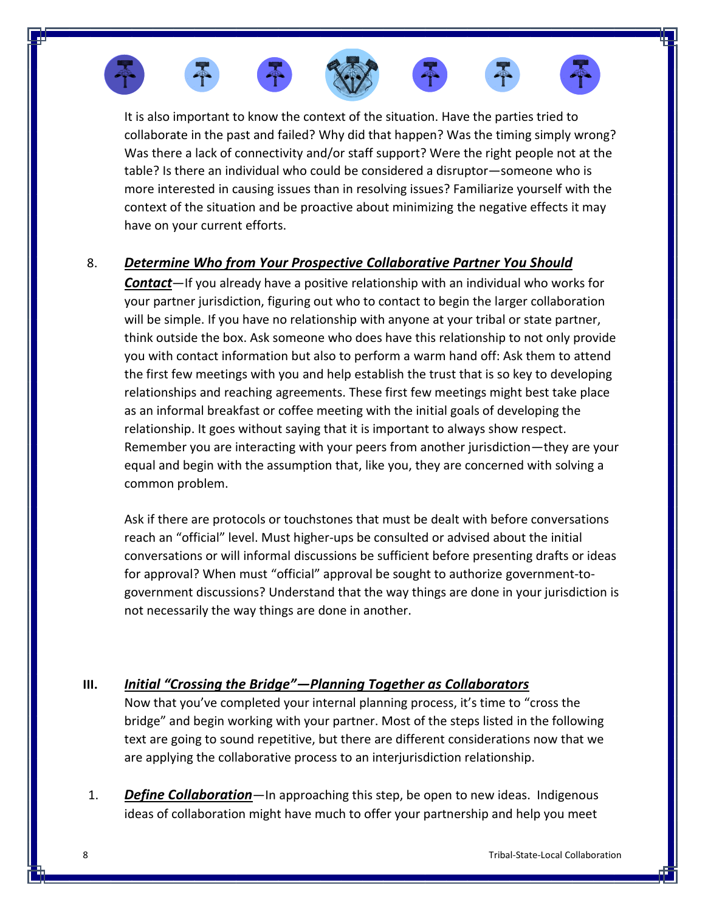It is also important to know the context of the situation. Have the parties tried to collaborate in the past and failed? Why did that happen? Was the timing simply wrong? Was there a lack of connectivity and/or staff support? Were the right people not at the table? Is there an individual who could be considered a disruptor—someone who is more interested in causing issues than in resolving issues? Familiarize yourself with the context of the situation and be proactive about minimizing the negative effects it may have on your current efforts.

8. ***Determine Who from Your Prospective Collaborative Partner You Should Contact***—If you already have a positive relationship with an individual who works for your partner jurisdiction, figuring out who to contact to begin the larger collaboration will be simple. If you have no relationship with anyone at your tribal or state partner, think outside the box. Ask someone who does have this relationship to not only provide you with contact information but also to perform a warm hand off: Ask them to attend the first few meetings with you and help establish the trust that is so key to developing relationships and reaching agreements. These first few meetings might best take place as an informal breakfast or coffee meeting with the initial goals of developing the relationship. It goes without saying that it is important to always show respect. Remember you are interacting with your peers from another jurisdiction—they are your equal and begin with the assumption that, like you, they are concerned with solving a common problem.

   Ask if there are protocols or touchstones that must be dealt with before conversations reach an "official" level. Must higher-ups be consulted or advised about the initial conversations or will informal discussions be sufficient before presenting drafts or ideas for approval? When must "official" approval be sought to authorize government-to-government discussions? Understand that the way things are done in your jurisdiction is not necessarily the way things are done in another.

## III. *Initial "Crossing the Bridge"—Planning Together as Collaborators*

Now that you've completed your internal planning process, it's time to "cross the bridge" and begin working with your partner. Most of the steps listed in the following text are going to sound repetitive, but there are different considerations now that we are applying the collaborative process to an interjurisdiction relationship.

1. ***Define Collaboration***—In approaching this step, be open to new ideas. Indigenous ideas of collaboration might have much to offer your partnership and help you meet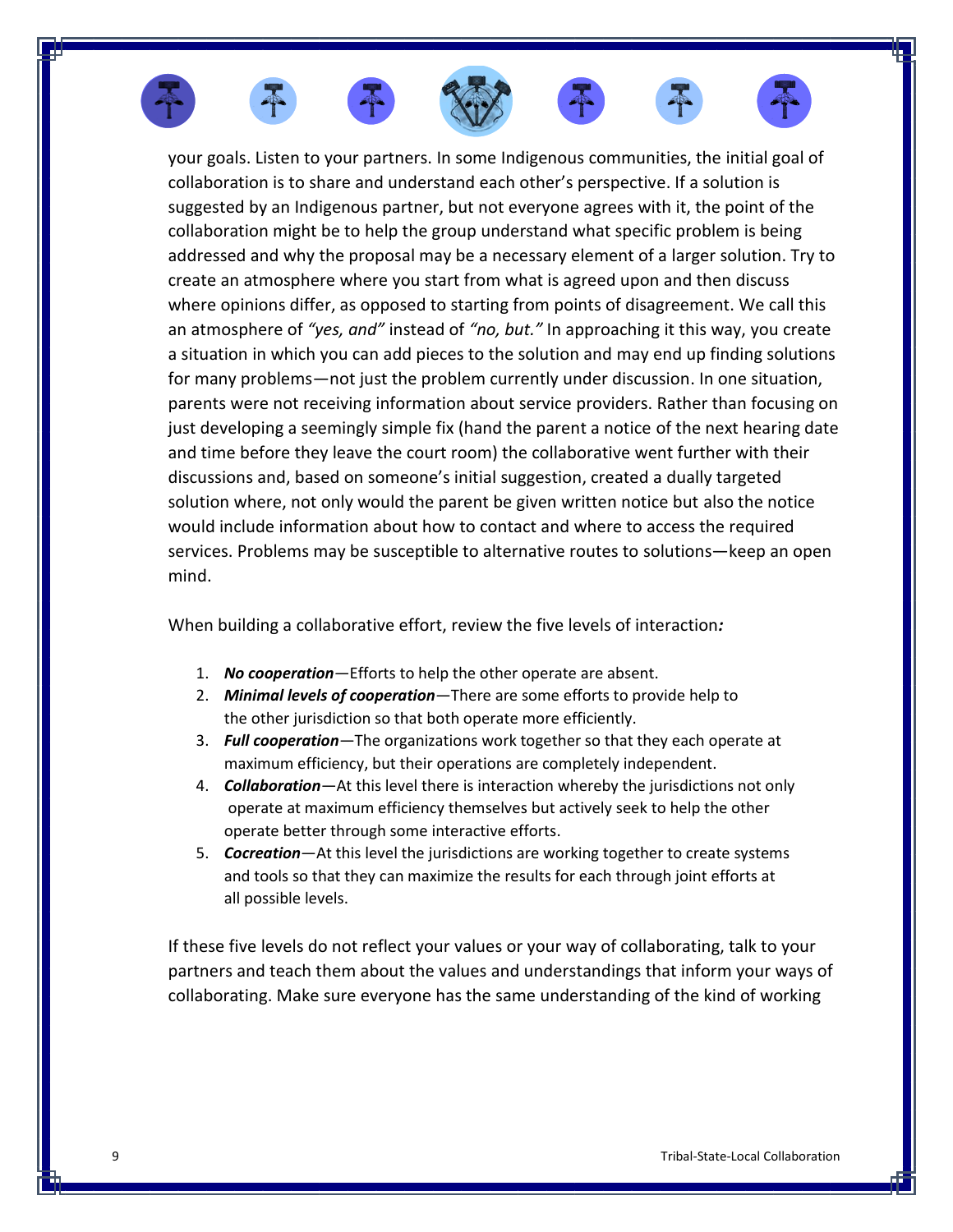your goals. Listen to your partners. In some Indigenous communities, the initial goal of collaboration is to share and understand each other's perspective. If a solution is suggested by an Indigenous partner, but not everyone agrees with it, the point of the collaboration might be to help the group understand what specific problem is being addressed and why the proposal may be a necessary element of a larger solution. Try to create an atmosphere where you start from what is agreed upon and then discuss where opinions differ, as opposed to starting from points of disagreement. We call this an atmosphere of *"yes, and"* instead of *"no, but."* In approaching it this way, you create a situation in which you can add pieces to the solution and may end up finding solutions for many problems—not just the problem currently under discussion. In one situation, parents were not receiving information about service providers. Rather than focusing on just developing a seemingly simple fix (hand the parent a notice of the next hearing date and time before they leave the court room) the collaborative went further with their discussions and, based on someone's initial suggestion, created a dually targeted solution where, not only would the parent be given written notice but also the notice would include information about how to contact and where to access the required services. Problems may be susceptible to alternative routes to solutions—keep an open mind.

When building a collaborative effort, review the five levels of interaction***:***

1. ***No cooperation***—Efforts to help the other operate are absent.
2. ***Minimal levels of cooperation***—There are some efforts to provide help to the other jurisdiction so that both operate more efficiently.
3. ***Full cooperation***—The organizations work together so that they each operate at maximum efficiency, but their operations are completely independent.
4. ***Collaboration***—At this level there is interaction whereby the jurisdictions not only operate at maximum efficiency themselves but actively seek to help the other operate better through some interactive efforts.
5. ***Cocreation***—At this level the jurisdictions are working together to create systems and tools so that they can maximize the results for each through joint efforts at all possible levels.

If these five levels do not reflect your values or your way of collaborating, talk to your partners and teach them about the values and understandings that inform your ways of collaborating. Make sure everyone has the same understanding of the kind of working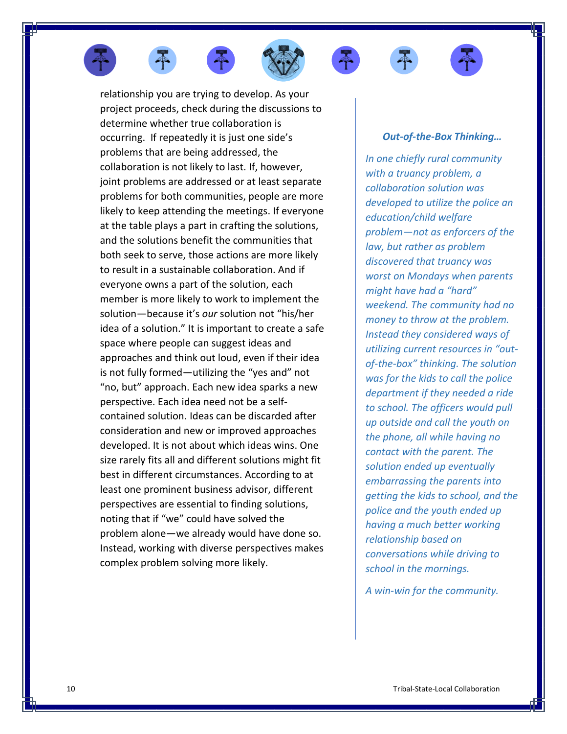relationship you are trying to develop. As your project proceeds, check during the discussions to determine whether true collaboration is occurring. If repeatedly it is just one side's problems that are being addressed, the collaboration is not likely to last. If, however, joint problems are addressed or at least separate problems for both communities, people are more likely to keep attending the meetings. If everyone at the table plays a part in crafting the solutions, and the solutions benefit the communities that both seek to serve, those actions are more likely to result in a sustainable collaboration. And if everyone owns a part of the solution, each member is more likely to work to implement the solution—because it's *our* solution not "his/her idea of a solution." It is important to create a safe space where people can suggest ideas and approaches and think out loud, even if their idea is not fully formed—utilizing the "yes and" not "no, but" approach. Each new idea sparks a new perspective. Each idea need not be a self-contained solution. Ideas can be discarded after consideration and new or improved approaches developed. It is not about which ideas wins. One size rarely fits all and different solutions might fit best in different circumstances. According to at least one prominent business advisor, different perspectives are essential to finding solutions, noting that if "we" could have solved the problem alone—we already would have done so. Instead, working with diverse perspectives makes complex problem solving more likely.

***Out-of-the-Box Thinking…***

*In one chiefly rural community with a truancy problem, a collaboration solution was developed to utilize the police an education/child welfare problem—not as enforcers of the law, but rather as problem discovered that truancy was worst on Mondays when parents might have had a "hard" weekend. The community had no money to throw at the problem. Instead they considered ways of utilizing current resources in "out-of-the-box" thinking. The solution was for the kids to call the police department if they needed a ride to school. The officers would pull up outside and call the youth on the phone, all while having no contact with the parent. The solution ended up eventually embarrassing the parents into getting the kids to school, and the police and the youth ended up having a much better working relationship based on conversations while driving to school in the mornings.*

*A win-win for the community.*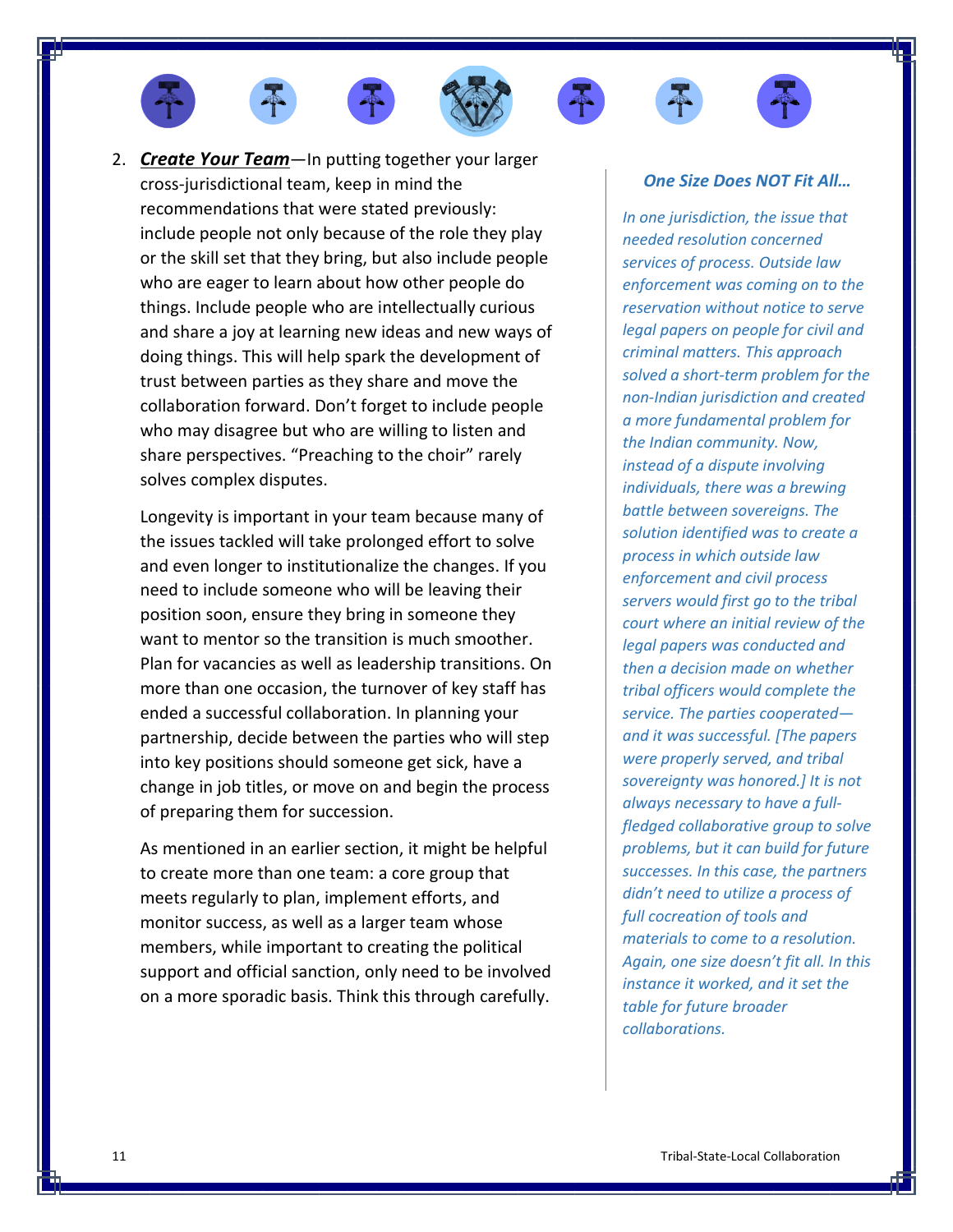2. ***Create Your Team***—In putting together your larger cross-jurisdictional team, keep in mind the recommendations that were stated previously: include people not only because of the role they play or the skill set that they bring, but also include people who are eager to learn about how other people do things. Include people who are intellectually curious and share a joy at learning new ideas and new ways of doing things. This will help spark the development of trust between parties as they share and move the collaboration forward. Don't forget to include people who may disagree but who are willing to listen and share perspectives. "Preaching to the choir" rarely solves complex disputes.

   Longevity is important in your team because many of the issues tackled will take prolonged effort to solve and even longer to institutionalize the changes. If you need to include someone who will be leaving their position soon, ensure they bring in someone they want to mentor so the transition is much smoother. Plan for vacancies as well as leadership transitions. On more than one occasion, the turnover of key staff has ended a successful collaboration. In planning your partnership, decide between the parties who will step into key positions should someone get sick, have a change in job titles, or move on and begin the process of preparing them for succession.

   As mentioned in an earlier section, it might be helpful to create more than one team: a core group that meets regularly to plan, implement efforts, and monitor success, as well as a larger team whose members, while important to creating the political support and official sanction, only need to be involved on a more sporadic basis. Think this through carefully.

***One Size Does NOT Fit All…***

*In one jurisdiction, the issue that needed resolution concerned services of process. Outside law enforcement was coming on to the reservation without notice to serve legal papers on people for civil and criminal matters. This approach solved a short-term problem for the non-Indian jurisdiction and created a more fundamental problem for the Indian community. Now, instead of a dispute involving individuals, there was a brewing battle between sovereigns. The solution identified was to create a process in which outside law enforcement and civil process servers would first go to the tribal court where an initial review of the legal papers was conducted and then a decision made on whether tribal officers would complete the service. The parties cooperated—and it was successful. [The papers were properly served, and tribal sovereignty was honored.] It is not always necessary to have a full-fledged collaborative group to solve problems, but it can build for future successes. In this case, the partners didn't need to utilize a process of full cocreation of tools and materials to come to a resolution. Again, one size doesn't fit all. In this instance it worked, and it set the table for future broader collaborations.*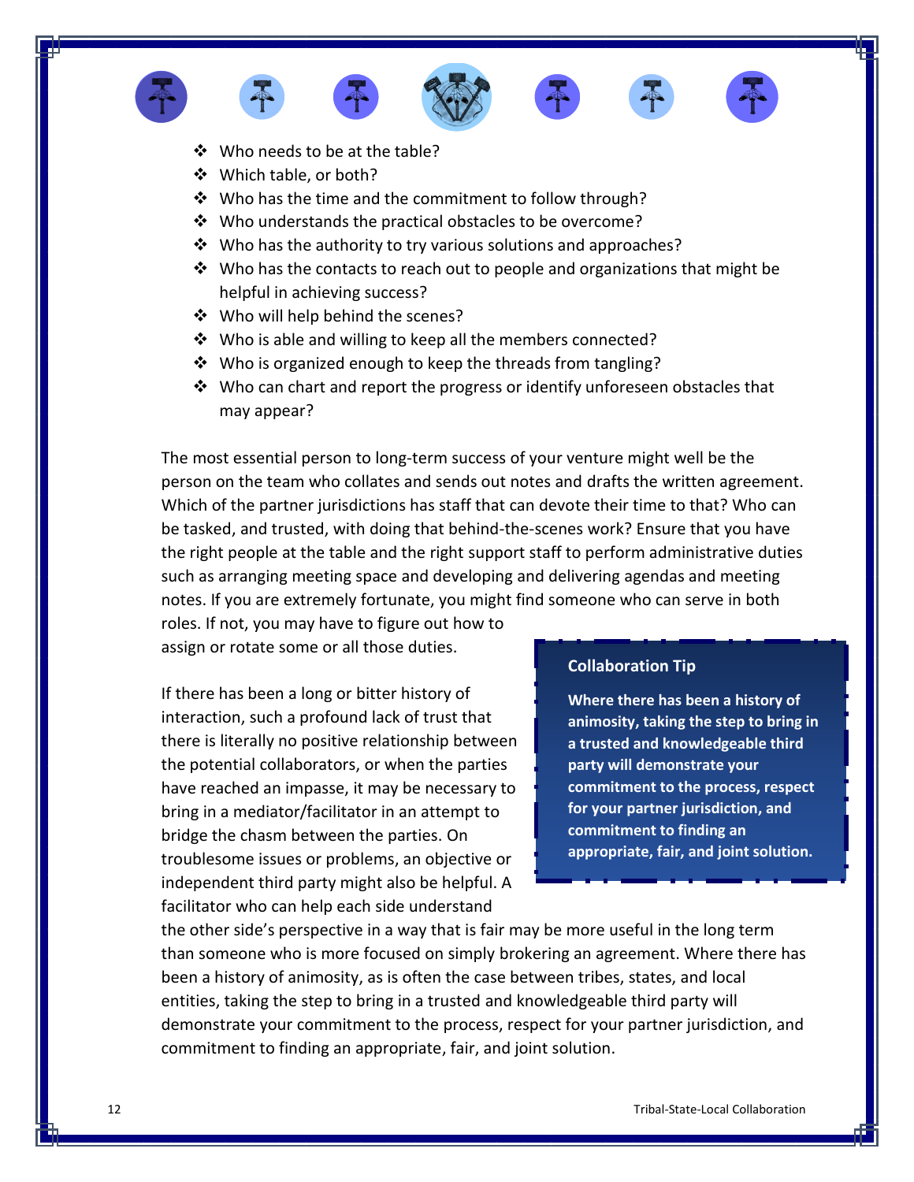- Who needs to be at the table?
- Which table, or both?
- Who has the time and the commitment to follow through?
- Who understands the practical obstacles to be overcome?
- Who has the authority to try various solutions and approaches?
- Who has the contacts to reach out to people and organizations that might be helpful in achieving success?
- Who will help behind the scenes?
- Who is able and willing to keep all the members connected?
- Who is organized enough to keep the threads from tangling?
- Who can chart and report the progress or identify unforeseen obstacles that may appear?

The most essential person to long-term success of your venture might well be the person on the team who collates and sends out notes and drafts the written agreement. Which of the partner jurisdictions has staff that can devote their time to that? Who can be tasked, and trusted, with doing that behind-the-scenes work? Ensure that you have the right people at the table and the right support staff to perform administrative duties such as arranging meeting space and developing and delivering agendas and meeting notes. If you are extremely fortunate, you might find someone who can serve in both roles. If not, you may have to figure out how to assign or rotate some or all those duties.

If there has been a long or bitter history of interaction, such a profound lack of trust that there is literally no positive relationship between the potential collaborators, or when the parties have reached an impasse, it may be necessary to bring in a mediator/facilitator in an attempt to bridge the chasm between the parties. On troublesome issues or problems, an objective or independent third party might also be helpful. A facilitator who can help each side understand the other side's perspective in a way that is fair may be more useful in the long term than someone who is more focused on simply brokering an agreement. Where there has been a history of animosity, as is often the case between tribes, states, and local entities, taking the step to bring in a trusted and knowledgeable third party will demonstrate your commitment to the process, respect for your partner jurisdiction, and commitment to finding an appropriate, fair, and joint solution.

> **Collaboration Tip**
>
> **Where there has been a history of animosity, taking the step to bring in a trusted and knowledgeable third party will demonstrate your commitment to the process, respect for your partner jurisdiction, and commitment to finding an appropriate, fair, and joint solution.**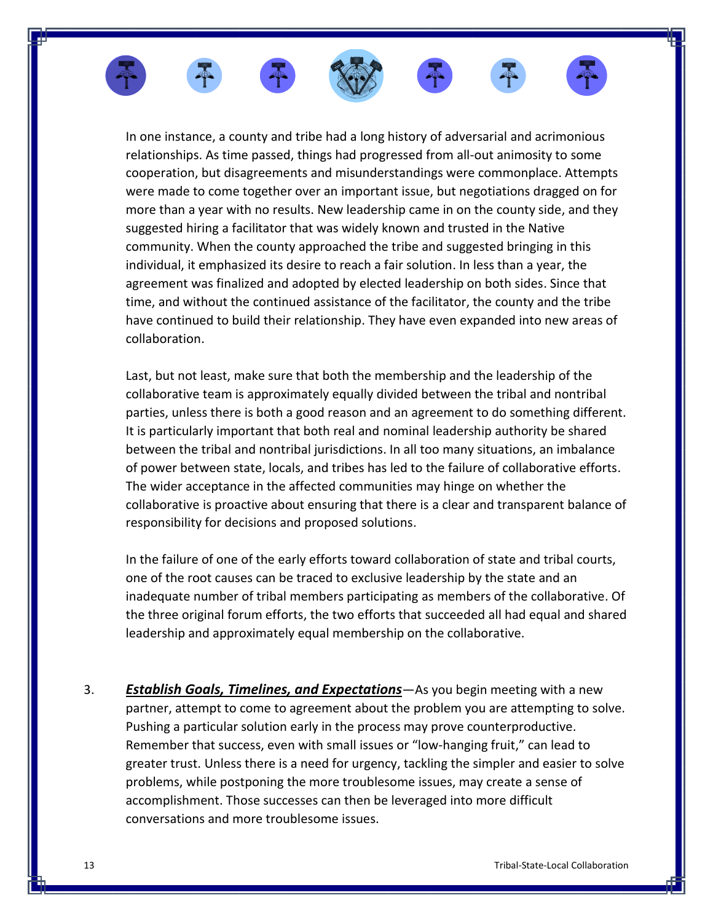In one instance, a county and tribe had a long history of adversarial and acrimonious relationships. As time passed, things had progressed from all-out animosity to some cooperation, but disagreements and misunderstandings were commonplace. Attempts were made to come together over an important issue, but negotiations dragged on for more than a year with no results. New leadership came in on the county side, and they suggested hiring a facilitator that was widely known and trusted in the Native community. When the county approached the tribe and suggested bringing in this individual, it emphasized its desire to reach a fair solution. In less than a year, the agreement was finalized and adopted by elected leadership on both sides. Since that time, and without the continued assistance of the facilitator, the county and the tribe have continued to build their relationship. They have even expanded into new areas of collaboration.

Last, but not least, make sure that both the membership and the leadership of the collaborative team is approximately equally divided between the tribal and nontribal parties, unless there is both a good reason and an agreement to do something different. It is particularly important that both real and nominal leadership authority be shared between the tribal and nontribal jurisdictions. In all too many situations, an imbalance of power between state, locals, and tribes has led to the failure of collaborative efforts. The wider acceptance in the affected communities may hinge on whether the collaborative is proactive about ensuring that there is a clear and transparent balance of responsibility for decisions and proposed solutions.

In the failure of one of the early efforts toward collaboration of state and tribal courts, one of the root causes can be traced to exclusive leadership by the state and an inadequate number of tribal members participating as members of the collaborative. Of the three original forum efforts, the two efforts that succeeded all had equal and shared leadership and approximately equal membership on the collaborative.

3. ***Establish Goals, Timelines, and Expectations***—As you begin meeting with a new partner, attempt to come to agreement about the problem you are attempting to solve. Pushing a particular solution early in the process may prove counterproductive. Remember that success, even with small issues or "low-hanging fruit," can lead to greater trust. Unless there is a need for urgency, tackling the simpler and easier to solve problems, while postponing the more troublesome issues, may create a sense of accomplishment. Those successes can then be leveraged into more difficult conversations and more troublesome issues.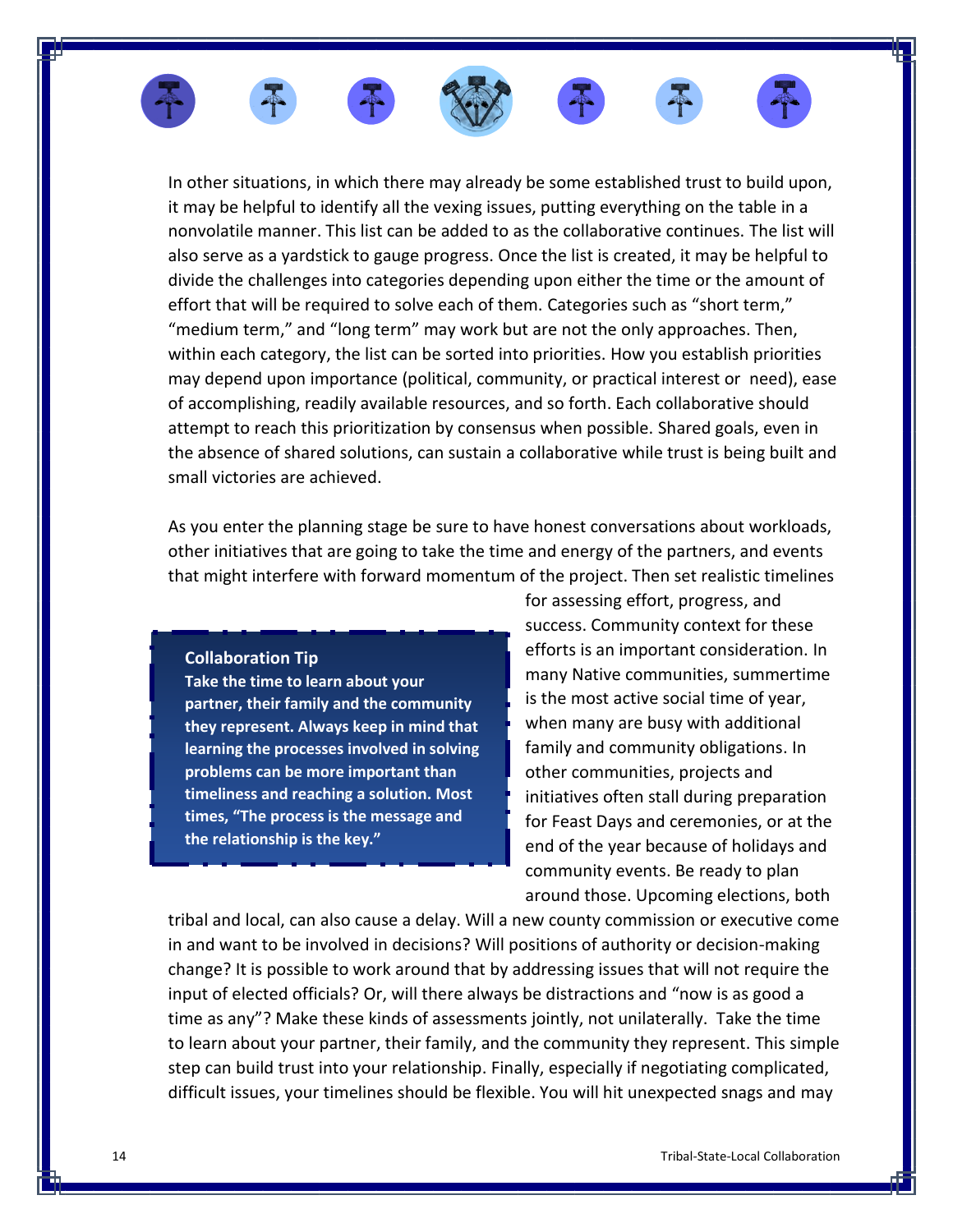In other situations, in which there may already be some established trust to build upon, it may be helpful to identify all the vexing issues, putting everything on the table in a nonvolatile manner. This list can be added to as the collaborative continues. The list will also serve as a yardstick to gauge progress. Once the list is created, it may be helpful to divide the challenges into categories depending upon either the time or the amount of effort that will be required to solve each of them. Categories such as "short term," "medium term," and "long term" may work but are not the only approaches. Then, within each category, the list can be sorted into priorities. How you establish priorities may depend upon importance (political, community, or practical interest or need), ease of accomplishing, readily available resources, and so forth. Each collaborative should attempt to reach this prioritization by consensus when possible. Shared goals, even in the absence of shared solutions, can sustain a collaborative while trust is being built and small victories are achieved.

As you enter the planning stage be sure to have honest conversations about workloads, other initiatives that are going to take the time and energy of the partners, and events that might interfere with forward momentum of the project. Then set realistic timelines for assessing effort, progress, and success. Community context for these efforts is an important consideration. In many Native communities, summertime is the most active social time of year, when many are busy with additional family and community obligations. In other communities, projects and initiatives often stall during preparation for Feast Days and ceremonies, or at the end of the year because of holidays and community events. Be ready to plan around those. Upcoming elections, both tribal and local, can also cause a delay. Will a new county commission or executive come in and want to be involved in decisions? Will positions of authority or decision-making change? It is possible to work around that by addressing issues that will not require the input of elected officials? Or, will there always be distractions and "now is as good a time as any"? Make these kinds of assessments jointly, not unilaterally. Take the time to learn about your partner, their family, and the community they represent. This simple step can build trust into your relationship. Finally, especially if negotiating complicated, difficult issues, your timelines should be flexible. You will hit unexpected snags and may

> **Collaboration Tip**
> **Take the time to learn about your partner, their family and the community they represent. Always keep in mind that learning the processes involved in solving problems can be more important than timeliness and reaching a solution. Most times, "The process is the message and the relationship is the key."**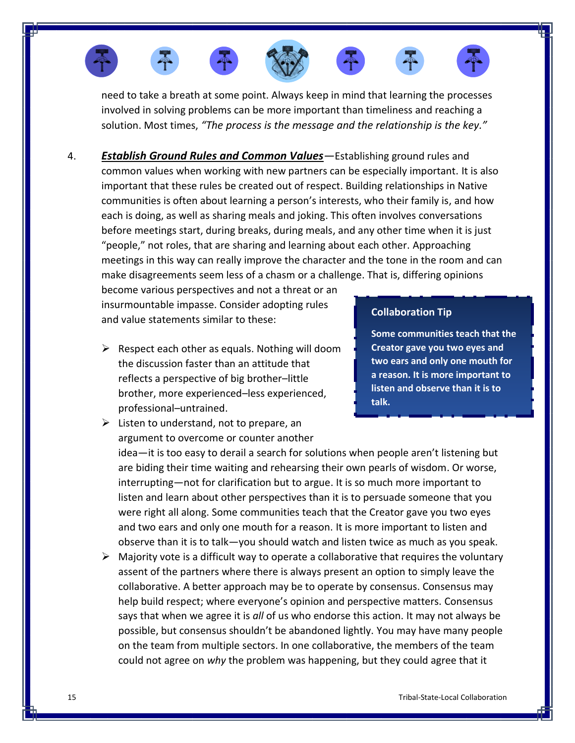need to take a breath at some point. Always keep in mind that learning the processes involved in solving problems can be more important than timeliness and reaching a solution. Most times, *"The process is the message and the relationship is the key."*

4. ***Establish Ground Rules and Common Values***—Establishing ground rules and common values when working with new partners can be especially important. It is also important that these rules be created out of respect. Building relationships in Native communities is often about learning a person's interests, who their family is, and how each is doing, as well as sharing meals and joking. This often involves conversations before meetings start, during breaks, during meals, and any other time when it is just "people," not roles, that are sharing and learning about each other. Approaching meetings in this way can really improve the character and the tone in the room and can make disagreements seem less of a chasm or a challenge. That is, differing opinions become various perspectives and not a threat or an insurmountable impasse. Consider adopting rules and value statements similar to these:

> **Collaboration Tip**
>
> **Some communities teach that the Creator gave you two eyes and two ears and only one mouth for a reason. It is more important to listen and observe than it is to talk.**

- Respect each other as equals. Nothing will doom the discussion faster than an attitude that reflects a perspective of big brother–little brother, more experienced–less experienced, professional–untrained.
- Listen to understand, not to prepare, an argument to overcome or counter another idea—it is too easy to derail a search for solutions when people aren't listening but are biding their time waiting and rehearsing their own pearls of wisdom. Or worse, interrupting—not for clarification but to argue. It is so much more important to listen and learn about other perspectives than it is to persuade someone that you were right all along. Some communities teach that the Creator gave you two eyes and two ears and only one mouth for a reason. It is more important to listen and observe than it is to talk—you should watch and listen twice as much as you speak.
- Majority vote is a difficult way to operate a collaborative that requires the voluntary assent of the partners where there is always present an option to simply leave the collaborative. A better approach may be to operate by consensus. Consensus may help build respect; where everyone's opinion and perspective matters. Consensus says that when we agree it is *all* of us who endorse this action. It may not always be possible, but consensus shouldn't be abandoned lightly. You may have many people on the team from multiple sectors. In one collaborative, the members of the team could not agree on *why* the problem was happening, but they could agree that it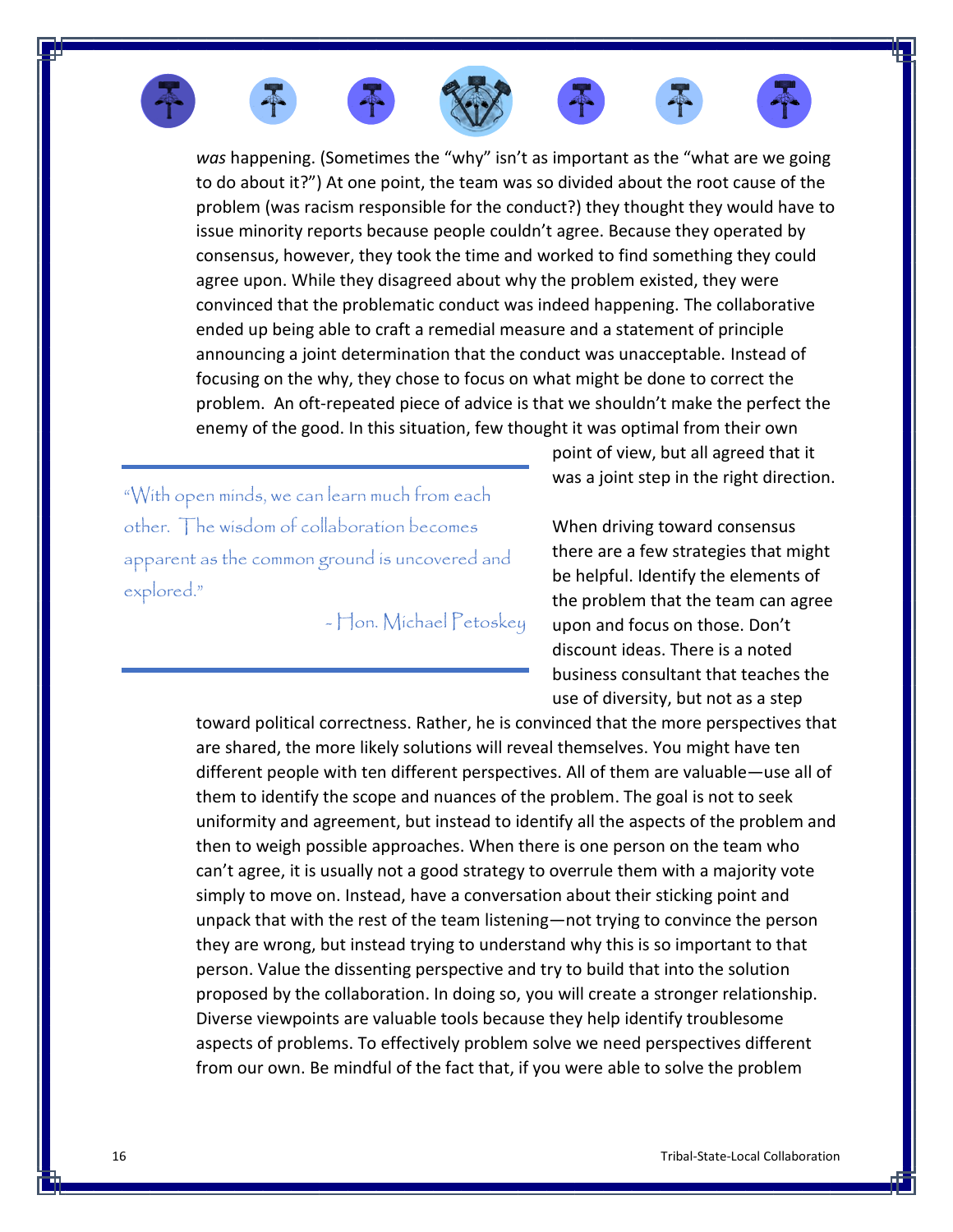*was* happening. (Sometimes the "why" isn't as important as the "what are we going to do about it?") At one point, the team was so divided about the root cause of the problem (was racism responsible for the conduct?) they thought they would have to issue minority reports because people couldn't agree. Because they operated by consensus, however, they took the time and worked to find something they could agree upon. While they disagreed about why the problem existed, they were convinced that the problematic conduct was indeed happening. The collaborative ended up being able to craft a remedial measure and a statement of principle announcing a joint determination that the conduct was unacceptable. Instead of focusing on the why, they chose to focus on what might be done to correct the problem. An oft-repeated piece of advice is that we shouldn't make the perfect the enemy of the good. In this situation, few thought it was optimal from their own point of view, but all agreed that it was a joint step in the right direction.

> "With open minds, we can learn much from each other. The wisdom of collaboration becomes apparent as the common ground is uncovered and explored."
>
> \- Hon. Michael Petoskey

When driving toward consensus there are a few strategies that might be helpful. Identify the elements of the problem that the team can agree upon and focus on those. Don't discount ideas. There is a noted business consultant that teaches the use of diversity, but not as a step toward political correctness. Rather, he is convinced that the more perspectives that are shared, the more likely solutions will reveal themselves. You might have ten different people with ten different perspectives. All of them are valuable—use all of them to identify the scope and nuances of the problem. The goal is not to seek uniformity and agreement, but instead to identify all the aspects of the problem and then to weigh possible approaches. When there is one person on the team who can't agree, it is usually not a good strategy to overrule them with a majority vote simply to move on. Instead, have a conversation about their sticking point and unpack that with the rest of the team listening—not trying to convince the person they are wrong, but instead trying to understand why this is so important to that person. Value the dissenting perspective and try to build that into the solution proposed by the collaboration. In doing so, you will create a stronger relationship. Diverse viewpoints are valuable tools because they help identify troublesome aspects of problems. To effectively problem solve we need perspectives different from our own. Be mindful of the fact that, if you were able to solve the problem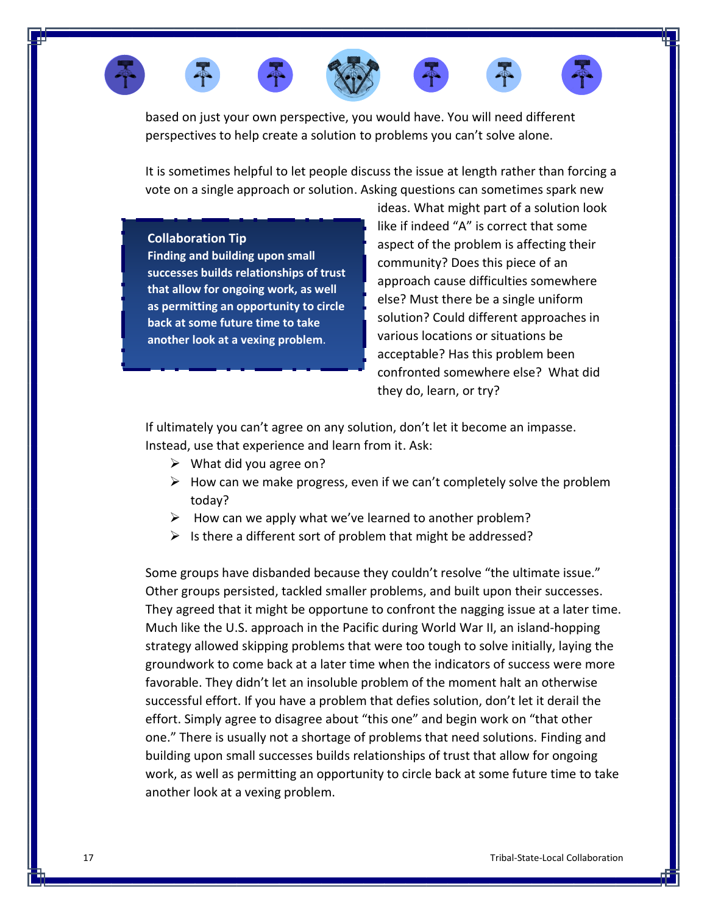based on just your own perspective, you would have. You will need different perspectives to help create a solution to problems you can't solve alone.

It is sometimes helpful to let people discuss the issue at length rather than forcing a vote on a single approach or solution. Asking questions can sometimes spark new ideas. What might part of a solution look like if indeed "A" is correct that some aspect of the problem is affecting their community? Does this piece of an approach cause difficulties somewhere else? Must there be a single uniform solution? Could different approaches in various locations or situations be acceptable? Has this problem been confronted somewhere else? What did they do, learn, or try?

> **Collaboration Tip**
> **Finding and building upon small successes builds relationships of trust that allow for ongoing work, as well as permitting an opportunity to circle back at some future time to take another look at a vexing problem.**

If ultimately you can't agree on any solution, don't let it become an impasse. Instead, use that experience and learn from it. Ask:

- What did you agree on?
- How can we make progress, even if we can't completely solve the problem today?
- How can we apply what we've learned to another problem?
- Is there a different sort of problem that might be addressed?

Some groups have disbanded because they couldn't resolve "the ultimate issue." Other groups persisted, tackled smaller problems, and built upon their successes. They agreed that it might be opportune to confront the nagging issue at a later time. Much like the U.S. approach in the Pacific during World War II, an island-hopping strategy allowed skipping problems that were too tough to solve initially, laying the groundwork to come back at a later time when the indicators of success were more favorable. They didn't let an insoluble problem of the moment halt an otherwise successful effort. If you have a problem that defies solution, don't let it derail the effort. Simply agree to disagree about "this one" and begin work on "that other one." There is usually not a shortage of problems that need solutions. Finding and building upon small successes builds relationships of trust that allow for ongoing work, as well as permitting an opportunity to circle back at some future time to take another look at a vexing problem.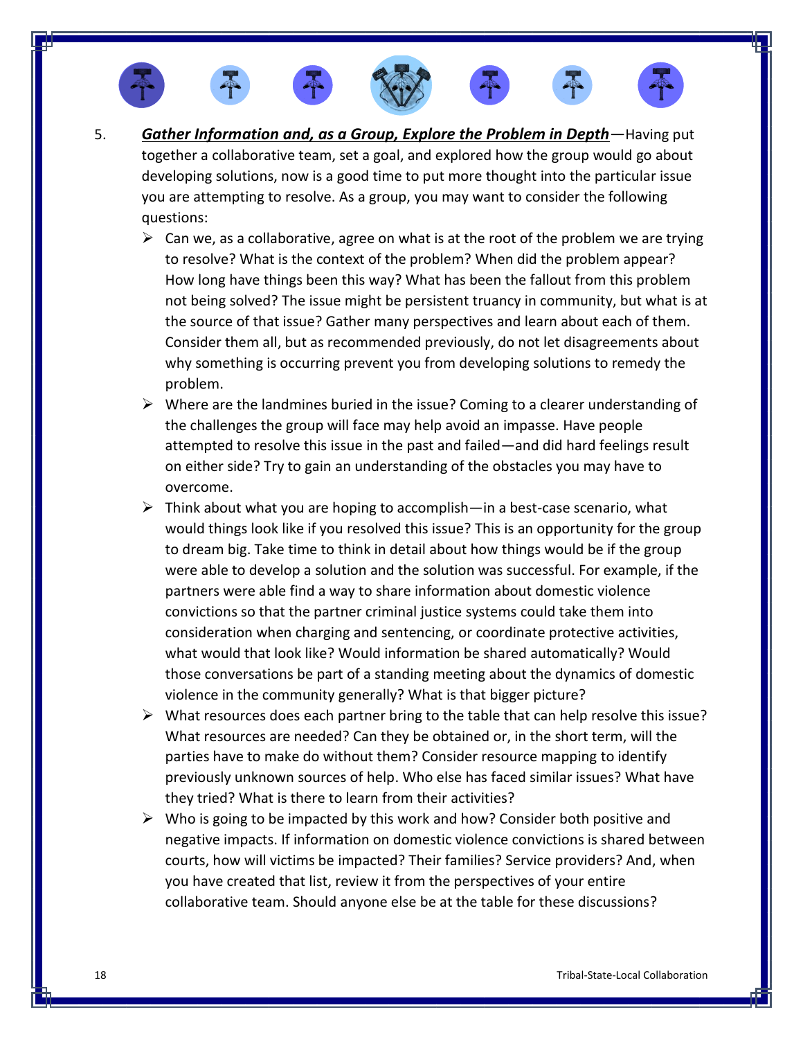5. ***Gather Information and, as a Group, Explore the Problem in Depth***—Having put together a collaborative team, set a goal, and explored how the group would go about developing solutions, now is a good time to put more thought into the particular issue you are attempting to resolve. As a group, you may want to consider the following questions:

   - Can we, as a collaborative, agree on what is at the root of the problem we are trying to resolve? What is the context of the problem? When did the problem appear? How long have things been this way? What has been the fallout from this problem not being solved? The issue might be persistent truancy in community, but what is at the source of that issue? Gather many perspectives and learn about each of them. Consider them all, but as recommended previously, do not let disagreements about why something is occurring prevent you from developing solutions to remedy the problem.
   - Where are the landmines buried in the issue? Coming to a clearer understanding of the challenges the group will face may help avoid an impasse. Have people attempted to resolve this issue in the past and failed—and did hard feelings result on either side? Try to gain an understanding of the obstacles you may have to overcome.
   - Think about what you are hoping to accomplish—in a best-case scenario, what would things look like if you resolved this issue? This is an opportunity for the group to dream big. Take time to think in detail about how things would be if the group were able to develop a solution and the solution was successful. For example, if the partners were able find a way to share information about domestic violence convictions so that the partner criminal justice systems could take them into consideration when charging and sentencing, or coordinate protective activities, what would that look like? Would information be shared automatically? Would those conversations be part of a standing meeting about the dynamics of domestic violence in the community generally? What is that bigger picture?
   - What resources does each partner bring to the table that can help resolve this issue? What resources are needed? Can they be obtained or, in the short term, will the parties have to make do without them? Consider resource mapping to identify previously unknown sources of help. Who else has faced similar issues? What have they tried? What is there to learn from their activities?
   - Who is going to be impacted by this work and how? Consider both positive and negative impacts. If information on domestic violence convictions is shared between courts, how will victims be impacted? Their families? Service providers? And, when you have created that list, review it from the perspectives of your entire collaborative team. Should anyone else be at the table for these discussions?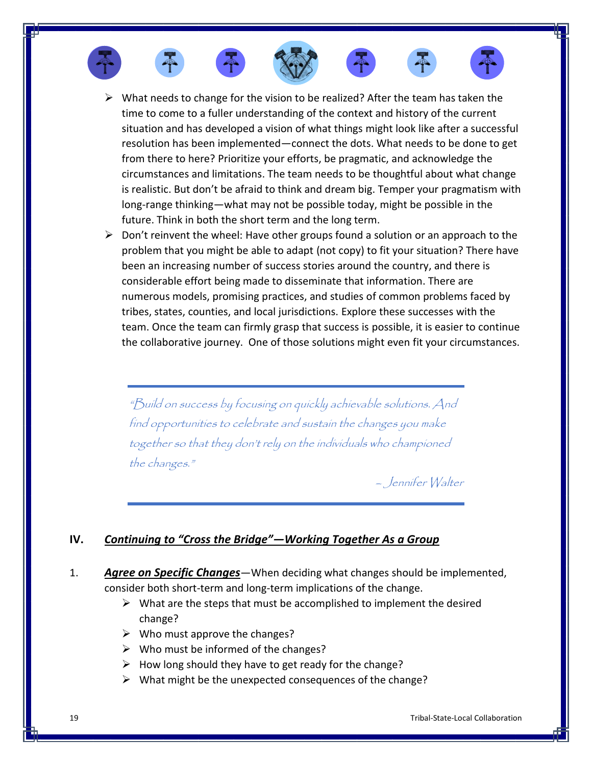- What needs to change for the vision to be realized? After the team has taken the time to come to a fuller understanding of the context and history of the current situation and has developed a vision of what things might look like after a successful resolution has been implemented—connect the dots. What needs to be done to get from there to here? Prioritize your efforts, be pragmatic, and acknowledge the circumstances and limitations. The team needs to be thoughtful about what change is realistic. But don't be afraid to think and dream big. Temper your pragmatism with long-range thinking—what may not be possible today, might be possible in the future. Think in both the short term and the long term.
- Don't reinvent the wheel: Have other groups found a solution or an approach to the problem that you might be able to adapt (not copy) to fit your situation? There have been an increasing number of success stories around the country, and there is considerable effort being made to disseminate that information. There are numerous models, promising practices, and studies of common problems faced by tribes, states, counties, and local jurisdictions. Explore these successes with the team. Once the team can firmly grasp that success is possible, it is easier to continue the collaborative journey. One of those solutions might even fit your circumstances.

> *"Build on success by focusing on quickly achievable solutions. And find opportunities to celebrate and sustain the changes you make together so that they don't rely on the individuals who championed the changes."*
>
> *– Jennifer Walter*

## IV. ***Continuing to "Cross the Bridge"—Working Together As a Group***

1. ***Agree on Specific Changes***—When deciding what changes should be implemented, consider both short-term and long-term implications of the change.
   - What are the steps that must be accomplished to implement the desired change?
   - Who must approve the changes?
   - Who must be informed of the changes?
   - How long should they have to get ready for the change?
   - What might be the unexpected consequences of the change?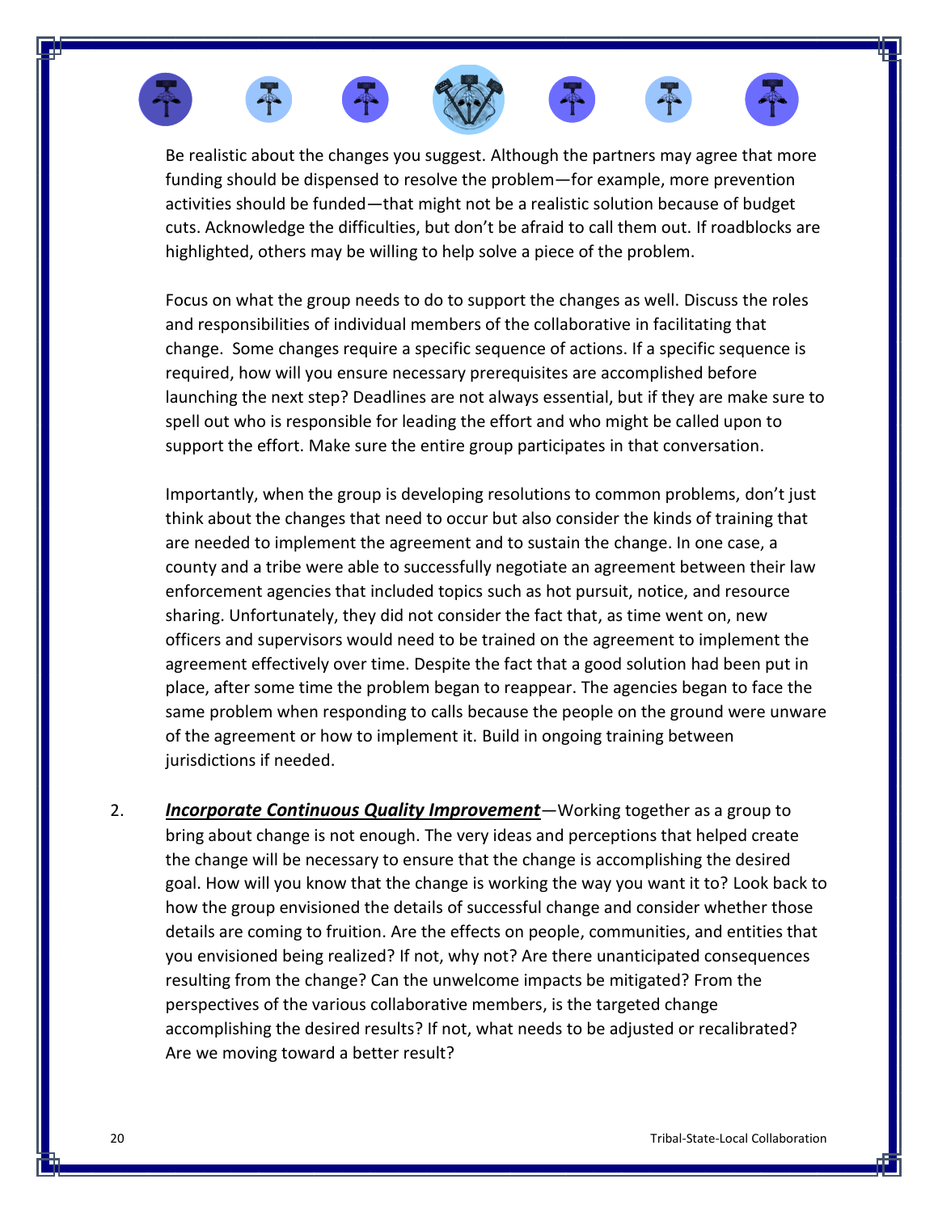Be realistic about the changes you suggest. Although the partners may agree that more funding should be dispensed to resolve the problem—for example, more prevention activities should be funded—that might not be a realistic solution because of budget cuts. Acknowledge the difficulties, but don't be afraid to call them out. If roadblocks are highlighted, others may be willing to help solve a piece of the problem.

Focus on what the group needs to do to support the changes as well. Discuss the roles and responsibilities of individual members of the collaborative in facilitating that change. Some changes require a specific sequence of actions. If a specific sequence is required, how will you ensure necessary prerequisites are accomplished before launching the next step? Deadlines are not always essential, but if they are make sure to spell out who is responsible for leading the effort and who might be called upon to support the effort. Make sure the entire group participates in that conversation.

Importantly, when the group is developing resolutions to common problems, don't just think about the changes that need to occur but also consider the kinds of training that are needed to implement the agreement and to sustain the change. In one case, a county and a tribe were able to successfully negotiate an agreement between their law enforcement agencies that included topics such as hot pursuit, notice, and resource sharing. Unfortunately, they did not consider the fact that, as time went on, new officers and supervisors would need to be trained on the agreement to implement the agreement effectively over time. Despite the fact that a good solution had been put in place, after some time the problem began to reappear. The agencies began to face the same problem when responding to calls because the people on the ground were unware of the agreement or how to implement it. Build in ongoing training between jurisdictions if needed.

2. ***Incorporate Continuous Quality Improvement***—Working together as a group to bring about change is not enough. The very ideas and perceptions that helped create the change will be necessary to ensure that the change is accomplishing the desired goal. How will you know that the change is working the way you want it to? Look back to how the group envisioned the details of successful change and consider whether those details are coming to fruition. Are the effects on people, communities, and entities that you envisioned being realized? If not, why not? Are there unanticipated consequences resulting from the change? Can the unwelcome impacts be mitigated? From the perspectives of the various collaborative members, is the targeted change accomplishing the desired results? If not, what needs to be adjusted or recalibrated? Are we moving toward a better result?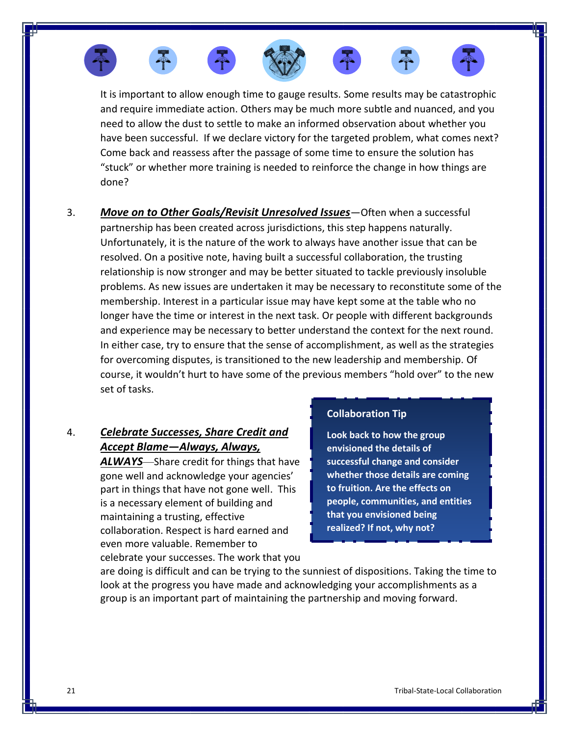It is important to allow enough time to gauge results. Some results may be catastrophic and require immediate action. Others may be much more subtle and nuanced, and you need to allow the dust to settle to make an informed observation about whether you have been successful. If we declare victory for the targeted problem, what comes next? Come back and reassess after the passage of some time to ensure the solution has "stuck" or whether more training is needed to reinforce the change in how things are done?

3. ***Move on to Other Goals/Revisit Unresolved Issues***—Often when a successful partnership has been created across jurisdictions, this step happens naturally. Unfortunately, it is the nature of the work to always have another issue that can be resolved. On a positive note, having built a successful collaboration, the trusting relationship is now stronger and may be better situated to tackle previously insoluble problems. As new issues are undertaken it may be necessary to reconstitute some of the membership. Interest in a particular issue may have kept some at the table who no longer have the time or interest in the next task. Or people with different backgrounds and experience may be necessary to better understand the context for the next round. In either case, try to ensure that the sense of accomplishment, as well as the strategies for overcoming disputes, is transitioned to the new leadership and membership. Of course, it wouldn't hurt to have some of the previous members "hold over" to the new set of tasks.

4. ***Celebrate Successes, Share Credit and Accept Blame—Always, Always, ALWAYS***—Share credit for things that have gone well and acknowledge your agencies' part in things that have not gone well. This is a necessary element of building and maintaining a trusting, effective collaboration. Respect is hard earned and even more valuable. Remember to celebrate your successes. The work that you are doing is difficult and can be trying to the sunniest of dispositions. Taking the time to look at the progress you have made and acknowledging your accomplishments as a group is an important part of maintaining the partnership and moving forward.

> **Collaboration Tip**
>
> **Look back to how the group envisioned the details of successful change and consider whether those details are coming to fruition. Are the effects on people, communities, and entities that you envisioned being realized? If not, why not?**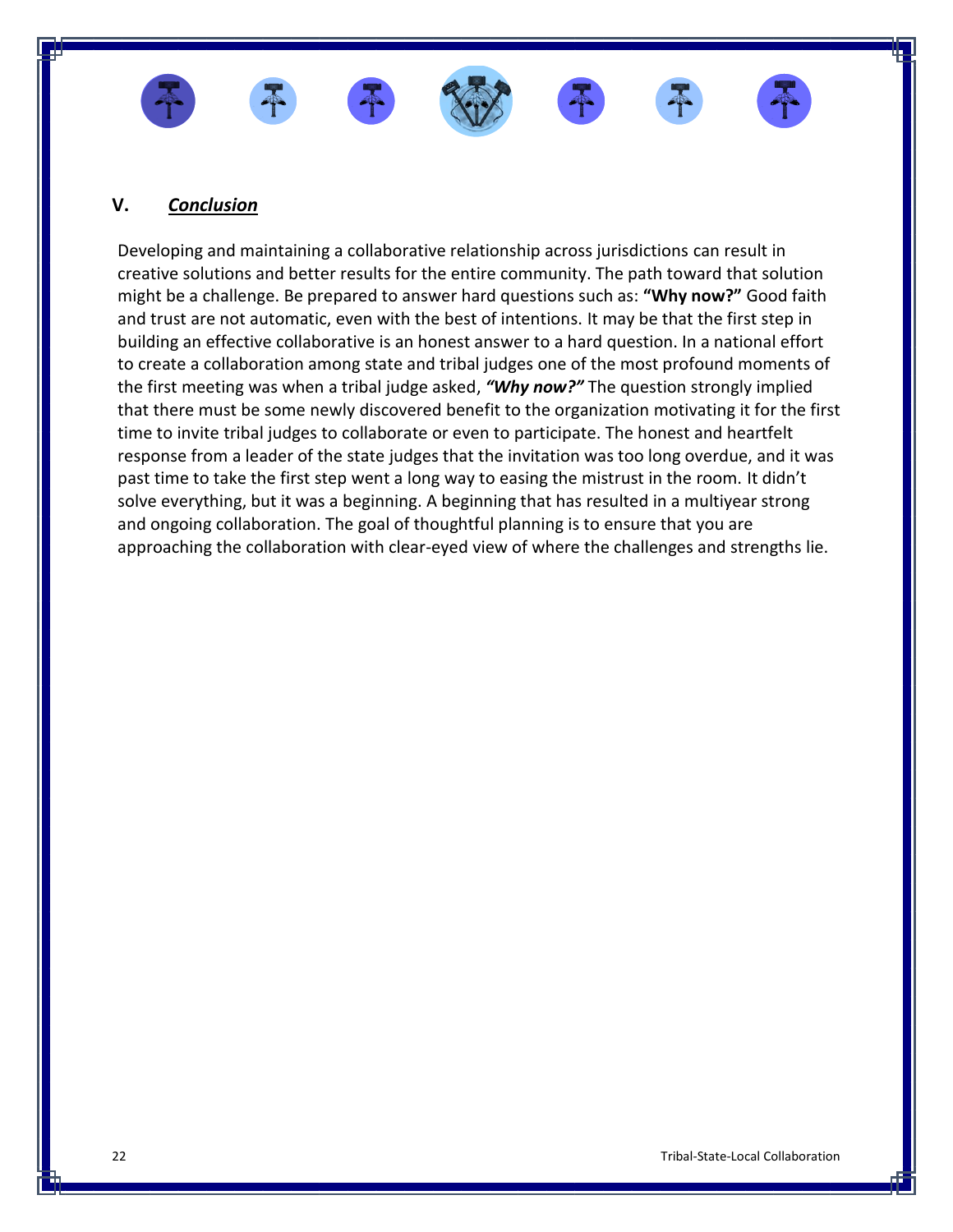## V. ***Conclusion***

Developing and maintaining a collaborative relationship across jurisdictions can result in creative solutions and better results for the entire community. The path toward that solution might be a challenge. Be prepared to answer hard questions such as: **"Why now?"** Good faith and trust are not automatic, even with the best of intentions. It may be that the first step in building an effective collaborative is an honest answer to a hard question. In a national effort to create a collaboration among state and tribal judges one of the most profound moments of the first meeting was when a tribal judge asked, ***"Why now?"*** The question strongly implied that there must be some newly discovered benefit to the organization motivating it for the first time to invite tribal judges to collaborate or even to participate. The honest and heartfelt response from a leader of the state judges that the invitation was too long overdue, and it was past time to take the first step went a long way to easing the mistrust in the room. It didn't solve everything, but it was a beginning. A beginning that has resulted in a multiyear strong and ongoing collaboration. The goal of thoughtful planning is to ensure that you are approaching the collaboration with clear-eyed view of where the challenges and strengths lie.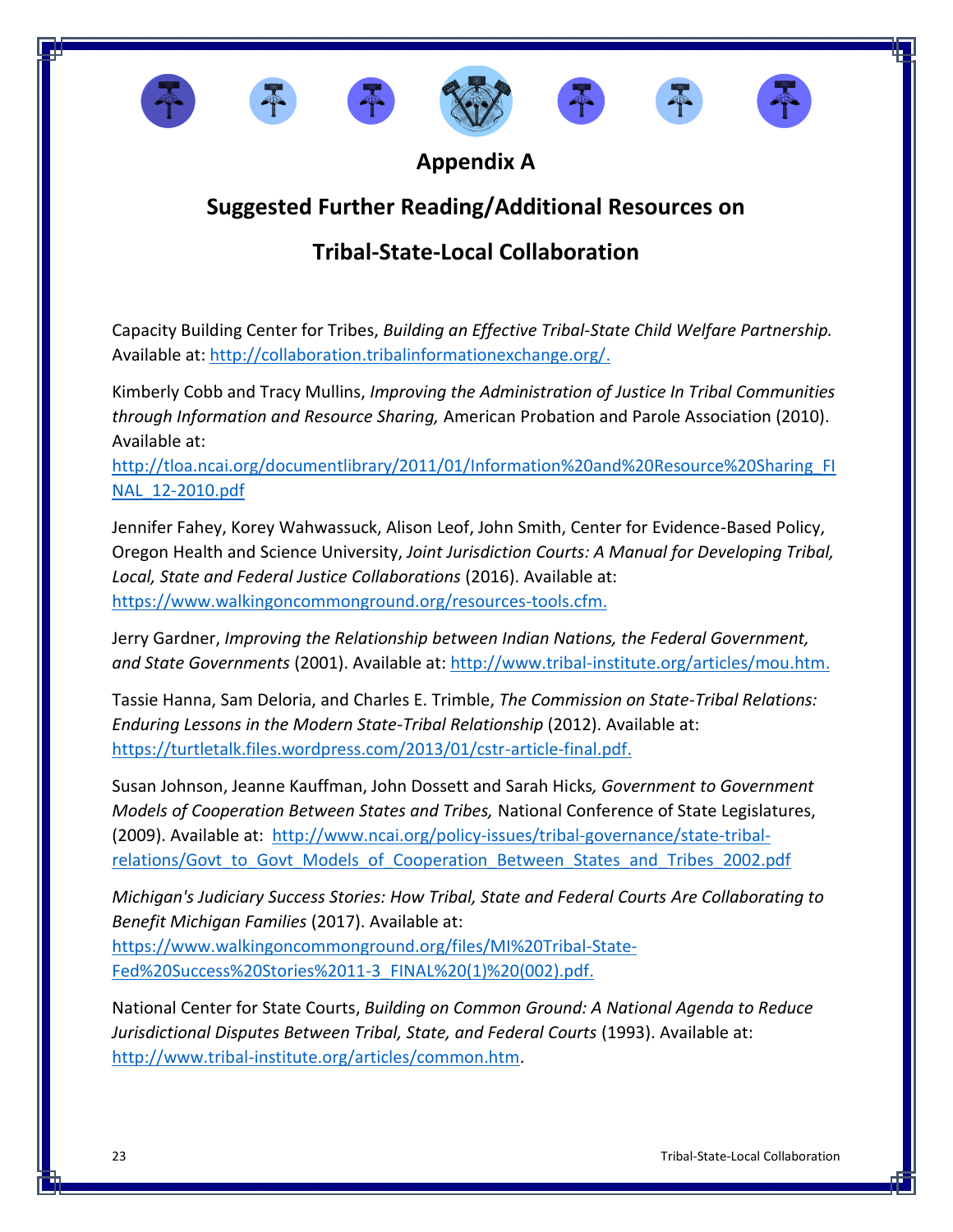# Appendix A

## Suggested Further Reading/Additional Resources on Tribal-State-Local Collaboration

Capacity Building Center for Tribes, *Building an Effective Tribal-State Child Welfare Partnership.* Available at: http://collaboration.tribalinformationexchange.org/.

Kimberly Cobb and Tracy Mullins, *Improving the Administration of Justice In Tribal Communities through Information and Resource Sharing,* American Probation and Parole Association (2010). Available at: http://tloa.ncai.org/documentlibrary/2011/01/Information%20and%20Resource%20Sharing_FINAL_12-2010.pdf

Jennifer Fahey, Korey Wahwassuck, Alison Leof, John Smith, Center for Evidence-Based Policy, Oregon Health and Science University, *Joint Jurisdiction Courts: A Manual for Developing Tribal, Local, State and Federal Justice Collaborations* (2016). Available at: https://www.walkingoncommonground.org/resources-tools.cfm.

Jerry Gardner, *Improving the Relationship between Indian Nations, the Federal Government, and State Governments* (2001). Available at: http://www.tribal-institute.org/articles/mou.htm.

Tassie Hanna, Sam Deloria, and Charles E. Trimble, *The Commission on State-Tribal Relations: Enduring Lessons in the Modern State-Tribal Relationship* (2012). Available at: https://turtletalk.files.wordpress.com/2013/01/cstr-article-final.pdf.

Susan Johnson, Jeanne Kauffman, John Dossett and Sarah Hicks*, Government to Government Models of Cooperation Between States and Tribes,* National Conference of State Legislatures, (2009). Available at: http://www.ncai.org/policy-issues/tribal-governance/state-tribal-relations/Govt_to_Govt_Models_of_Cooperation_Between_States_and_Tribes_2002.pdf

*Michigan's Judiciary Success Stories: How Tribal, State and Federal Courts Are Collaborating to Benefit Michigan Families* (2017). Available at: https://www.walkingoncommonground.org/files/MI%20Tribal-State-Fed%20Success%20Stories%2011-3_FINAL%20(1)%20(002).pdf.

National Center for State Courts, *Building on Common Ground: A National Agenda to Reduce Jurisdictional Disputes Between Tribal, State, and Federal Courts* (1993). Available at: http://www.tribal-institute.org/articles/common.htm.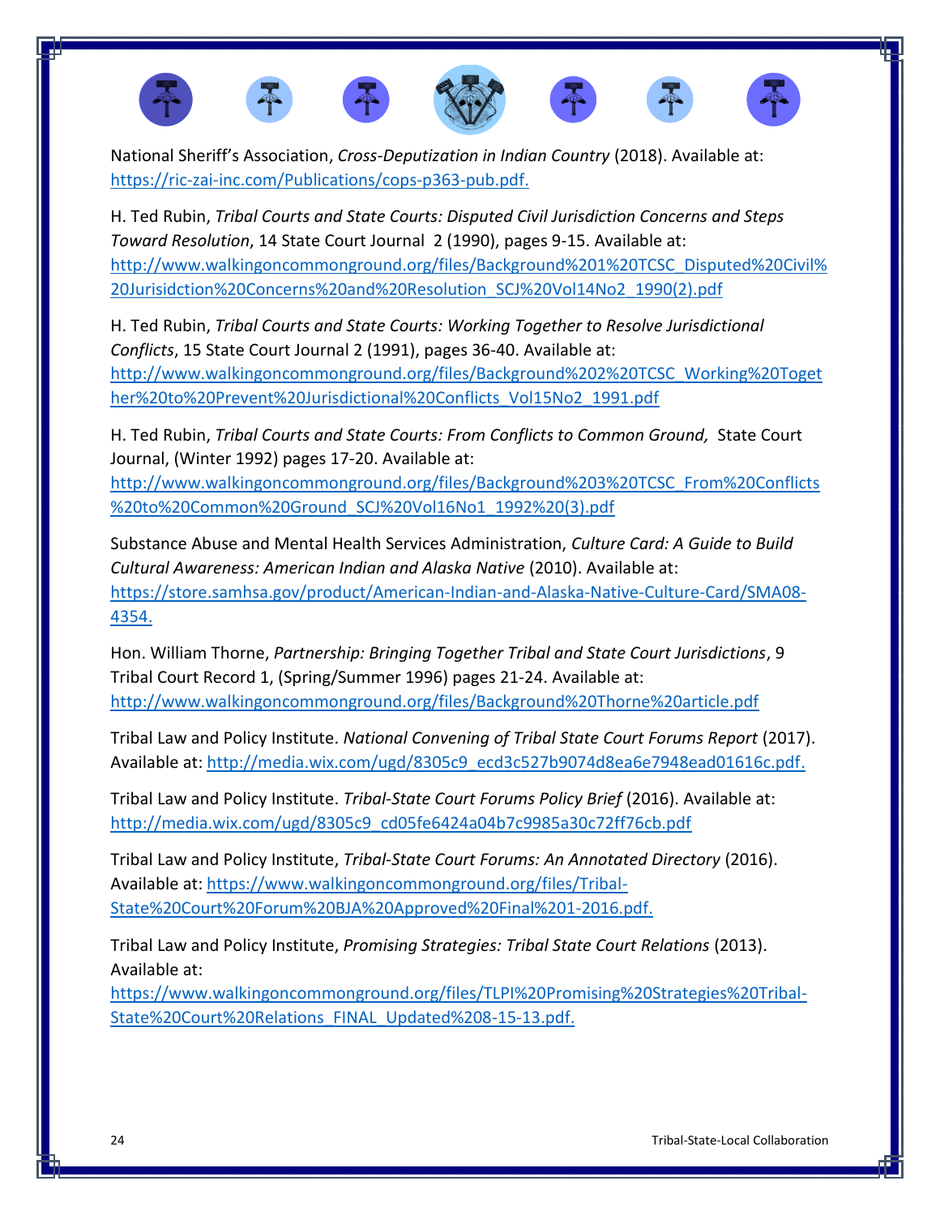National Sheriff's Association, *Cross-Deputization in Indian Country* (2018). Available at: https://ric-zai-inc.com/Publications/cops-p363-pub.pdf.

H. Ted Rubin, *Tribal Courts and State Courts: Disputed Civil Jurisdiction Concerns and Steps Toward Resolution*, 14 State Court Journal 2 (1990), pages 9-15. Available at: http://www.walkingoncommonground.org/files/Background%201%20TCSC_Disputed%20Civil%20Jurisidction%20Concerns%20and%20Resolution_SCJ%20Vol14No2_1990(2).pdf

H. Ted Rubin, *Tribal Courts and State Courts: Working Together to Resolve Jurisdictional Conflicts*, 15 State Court Journal 2 (1991), pages 36-40. Available at: http://www.walkingoncommonground.org/files/Background%202%20TCSC_Working%20Together%20to%20Prevent%20Jurisdictional%20Conflicts_Vol15No2_1991.pdf

H. Ted Rubin, *Tribal Courts and State Courts: From Conflicts to Common Ground,* State Court Journal, (Winter 1992) pages 17-20. Available at: http://www.walkingoncommonground.org/files/Background%203%20TCSC_From%20Conflicts%20to%20Common%20Ground_SCJ%20Vol16No1_1992%20(3).pdf

Substance Abuse and Mental Health Services Administration, *Culture Card: A Guide to Build Cultural Awareness: American Indian and Alaska Native* (2010). Available at: https://store.samhsa.gov/product/American-Indian-and-Alaska-Native-Culture-Card/SMA08-4354.

Hon. William Thorne, *Partnership: Bringing Together Tribal and State Court Jurisdictions*, 9 Tribal Court Record 1, (Spring/Summer 1996) pages 21-24. Available at: http://www.walkingoncommonground.org/files/Background%20Thorne%20article.pdf

Tribal Law and Policy Institute. *National Convening of Tribal State Court Forums Report* (2017). Available at: http://media.wix.com/ugd/8305c9_ecd3c527b9074d8ea6e7948ead01616c.pdf.

Tribal Law and Policy Institute. *Tribal-State Court Forums Policy Brief* (2016). Available at: http://media.wix.com/ugd/8305c9_cd05fe6424a04b7c9985a30c72ff76cb.pdf

Tribal Law and Policy Institute, *Tribal-State Court Forums: An Annotated Directory* (2016). Available at: https://www.walkingoncommonground.org/files/Tribal-State%20Court%20Forum%20BJA%20Approved%20Final%201-2016.pdf.

Tribal Law and Policy Institute, *Promising Strategies: Tribal State Court Relations* (2013). Available at: https://www.walkingoncommonground.org/files/TLPI%20Promising%20Strategies%20Tribal-State%20Court%20Relations_FINAL_Updated%208-15-13.pdf.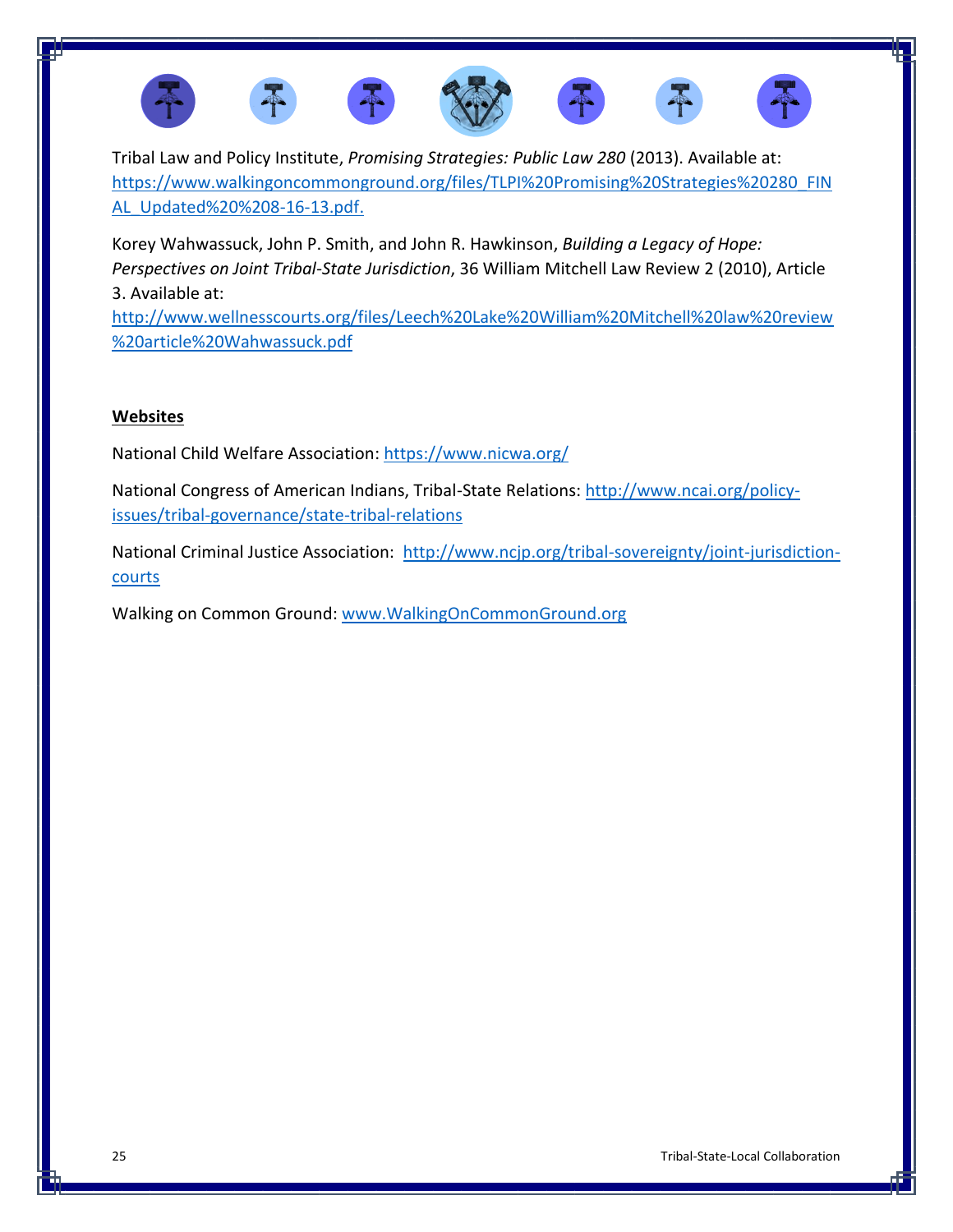Tribal Law and Policy Institute, *Promising Strategies: Public Law 280* (2013). Available at: https://www.walkingoncommonground.org/files/TLPI%20Promising%20Strategies%20280_FINAL_Updated%20%208-16-13.pdf.

Korey Wahwassuck, John P. Smith, and John R. Hawkinson, *Building a Legacy of Hope: Perspectives on Joint Tribal-State Jurisdiction*, 36 William Mitchell Law Review 2 (2010), Article 3. Available at: http://www.wellnesscourts.org/files/Leech%20Lake%20William%20Mitchell%20law%20review%20article%20Wahwassuck.pdf

**Websites**

National Child Welfare Association: https://www.nicwa.org/

National Congress of American Indians, Tribal-State Relations: http://www.ncai.org/policy-issues/tribal-governance/state-tribal-relations

National Criminal Justice Association: http://www.ncjp.org/tribal-sovereignty/joint-jurisdiction-courts

Walking on Common Ground: www.WalkingOnCommonGround.org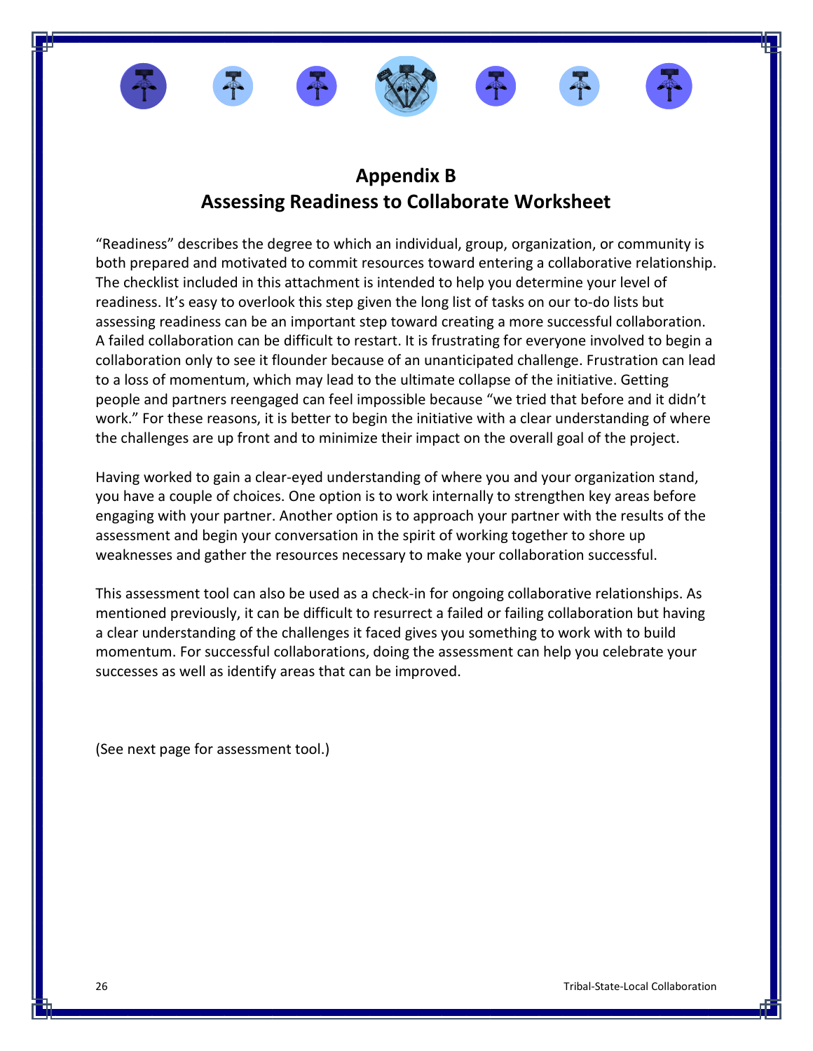# Appendix B
# Assessing Readiness to Collaborate Worksheet

"Readiness" describes the degree to which an individual, group, organization, or community is both prepared and motivated to commit resources toward entering a collaborative relationship. The checklist included in this attachment is intended to help you determine your level of readiness. It's easy to overlook this step given the long list of tasks on our to-do lists but assessing readiness can be an important step toward creating a more successful collaboration. A failed collaboration can be difficult to restart. It is frustrating for everyone involved to begin a collaboration only to see it flounder because of an unanticipated challenge. Frustration can lead to a loss of momentum, which may lead to the ultimate collapse of the initiative. Getting people and partners reengaged can feel impossible because "we tried that before and it didn't work." For these reasons, it is better to begin the initiative with a clear understanding of where the challenges are up front and to minimize their impact on the overall goal of the project.

Having worked to gain a clear-eyed understanding of where you and your organization stand, you have a couple of choices. One option is to work internally to strengthen key areas before engaging with your partner. Another option is to approach your partner with the results of the assessment and begin your conversation in the spirit of working together to shore up weaknesses and gather the resources necessary to make your collaboration successful.

This assessment tool can also be used as a check-in for ongoing collaborative relationships. As mentioned previously, it can be difficult to resurrect a failed or failing collaboration but having a clear understanding of the challenges it faced gives you something to work with to build momentum. For successful collaborations, doing the assessment can help you celebrate your successes as well as identify areas that can be improved.

(See next page for assessment tool.)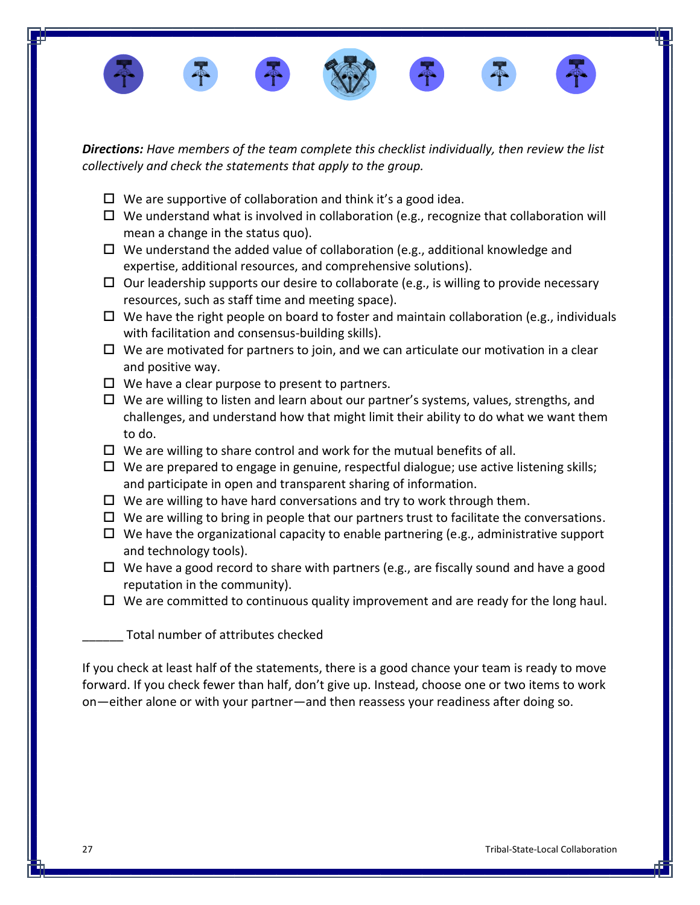***Directions:*** *Have members of the team complete this checklist individually, then review the list collectively and check the statements that apply to the group.*

- ☐ We are supportive of collaboration and think it's a good idea.
- ☐ We understand what is involved in collaboration (e.g., recognize that collaboration will mean a change in the status quo).
- ☐ We understand the added value of collaboration (e.g., additional knowledge and expertise, additional resources, and comprehensive solutions).
- ☐ Our leadership supports our desire to collaborate (e.g., is willing to provide necessary resources, such as staff time and meeting space).
- ☐ We have the right people on board to foster and maintain collaboration (e.g., individuals with facilitation and consensus-building skills).
- ☐ We are motivated for partners to join, and we can articulate our motivation in a clear and positive way.
- ☐ We have a clear purpose to present to partners.
- ☐ We are willing to listen and learn about our partner's systems, values, strengths, and challenges, and understand how that might limit their ability to do what we want them to do.
- ☐ We are willing to share control and work for the mutual benefits of all.
- ☐ We are prepared to engage in genuine, respectful dialogue; use active listening skills; and participate in open and transparent sharing of information.
- ☐ We are willing to have hard conversations and try to work through them.
- ☐ We are willing to bring in people that our partners trust to facilitate the conversations.
- ☐ We have the organizational capacity to enable partnering (e.g., administrative support and technology tools).
- ☐ We have a good record to share with partners (e.g., are fiscally sound and have a good reputation in the community).
- ☐ We are committed to continuous quality improvement and are ready for the long haul.

______ Total number of attributes checked

If you check at least half of the statements, there is a good chance your team is ready to move forward. If you check fewer than half, don't give up. Instead, choose one or two items to work on—either alone or with your partner—and then reassess your readiness after doing so.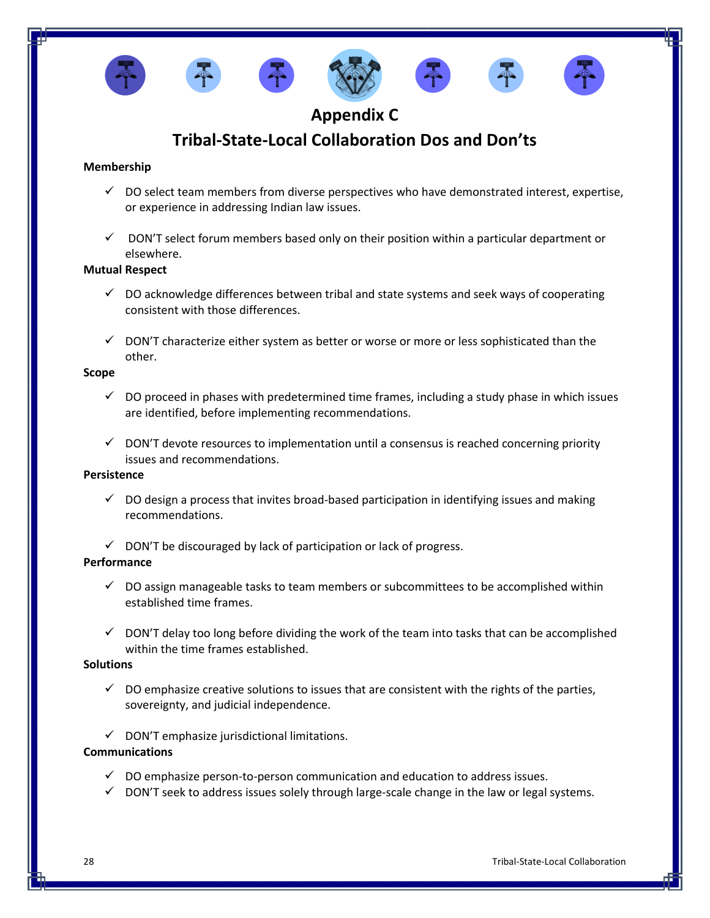# Appendix C

## Tribal-State-Local Collaboration Dos and Don'ts

**Membership**

- ✓ DO select team members from diverse perspectives who have demonstrated interest, expertise, or experience in addressing Indian law issues.

- ✓ DON'T select forum members based only on their position within a particular department or elsewhere.

**Mutual Respect**

- ✓ DO acknowledge differences between tribal and state systems and seek ways of cooperating consistent with those differences.

- ✓ DON'T characterize either system as better or worse or more or less sophisticated than the other.

**Scope**

- ✓ DO proceed in phases with predetermined time frames, including a study phase in which issues are identified, before implementing recommendations.

- ✓ DON'T devote resources to implementation until a consensus is reached concerning priority issues and recommendations.

**Persistence**

- ✓ DO design a process that invites broad-based participation in identifying issues and making recommendations.

- ✓ DON'T be discouraged by lack of participation or lack of progress.

**Performance**

- ✓ DO assign manageable tasks to team members or subcommittees to be accomplished within established time frames.

- ✓ DON'T delay too long before dividing the work of the team into tasks that can be accomplished within the time frames established.

**Solutions**

- ✓ DO emphasize creative solutions to issues that are consistent with the rights of the parties, sovereignty, and judicial independence.

- ✓ DON'T emphasize jurisdictional limitations.

**Communications**

- ✓ DO emphasize person-to-person communication and education to address issues.
- ✓ DON'T seek to address issues solely through large-scale change in the law or legal systems.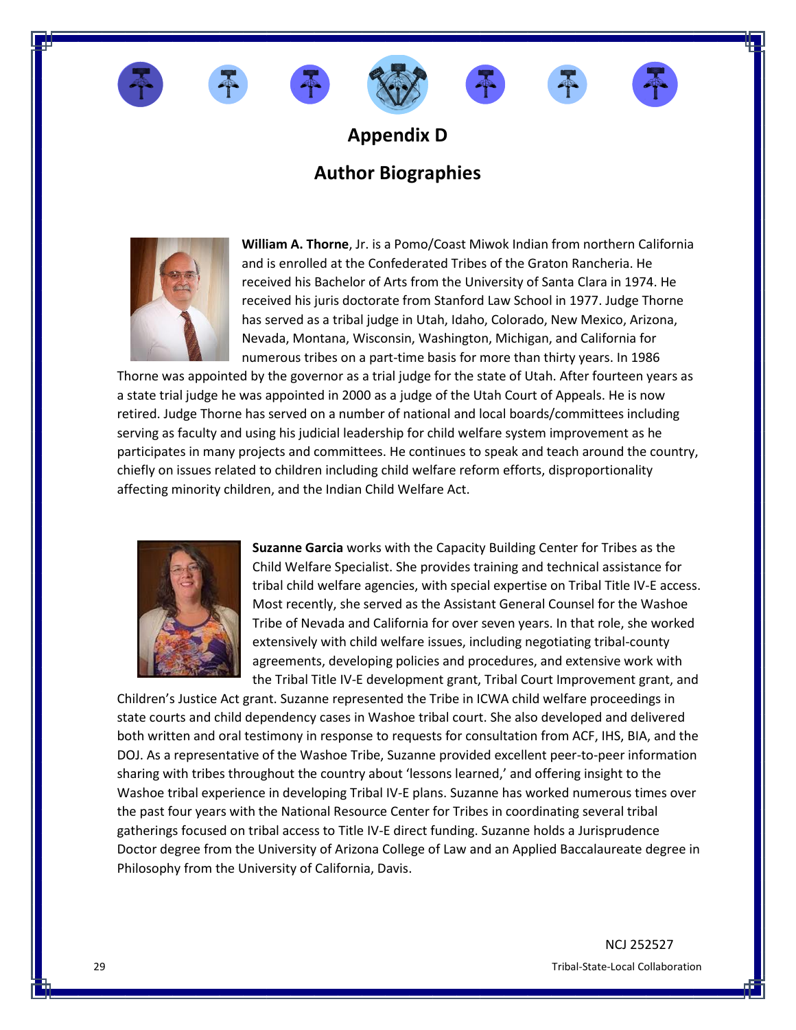## Appendix D

## Author Biographies

**William A. Thorne**, Jr. is a Pomo/Coast Miwok Indian from northern California and is enrolled at the Confederated Tribes of the Graton Rancheria. He received his Bachelor of Arts from the University of Santa Clara in 1974. He received his juris doctorate from Stanford Law School in 1977. Judge Thorne has served as a tribal judge in Utah, Idaho, Colorado, New Mexico, Arizona, Nevada, Montana, Wisconsin, Washington, Michigan, and California for numerous tribes on a part-time basis for more than thirty years. In 1986 Thorne was appointed by the governor as a trial judge for the state of Utah. After fourteen years as a state trial judge he was appointed in 2000 as a judge of the Utah Court of Appeals. He is now retired. Judge Thorne has served on a number of national and local boards/committees including serving as faculty and using his judicial leadership for child welfare system improvement as he participates in many projects and committees. He continues to speak and teach around the country, chiefly on issues related to children including child welfare reform efforts, disproportionality affecting minority children, and the Indian Child Welfare Act.

**Suzanne Garcia** works with the Capacity Building Center for Tribes as the Child Welfare Specialist. She provides training and technical assistance for tribal child welfare agencies, with special expertise on Tribal Title IV-E access. Most recently, she served as the Assistant General Counsel for the Washoe Tribe of Nevada and California for over seven years. In that role, she worked extensively with child welfare issues, including negotiating tribal-county agreements, developing policies and procedures, and extensive work with the Tribal Title IV-E development grant, Tribal Court Improvement grant, and Children's Justice Act grant. Suzanne represented the Tribe in ICWA child welfare proceedings in state courts and child dependency cases in Washoe tribal court. She also developed and delivered both written and oral testimony in response to requests for consultation from ACF, IHS, BIA, and the DOJ. As a representative of the Washoe Tribe, Suzanne provided excellent peer-to-peer information sharing with tribes throughout the country about 'lessons learned,' and offering insight to the Washoe tribal experience in developing Tribal IV-E plans. Suzanne has worked numerous times over the past four years with the National Resource Center for Tribes in coordinating several tribal gatherings focused on tribal access to Title IV-E direct funding. Suzanne holds a Jurisprudence Doctor degree from the University of Arizona College of Law and an Applied Baccalaureate degree in Philosophy from the University of California, Davis.

NCJ 252527